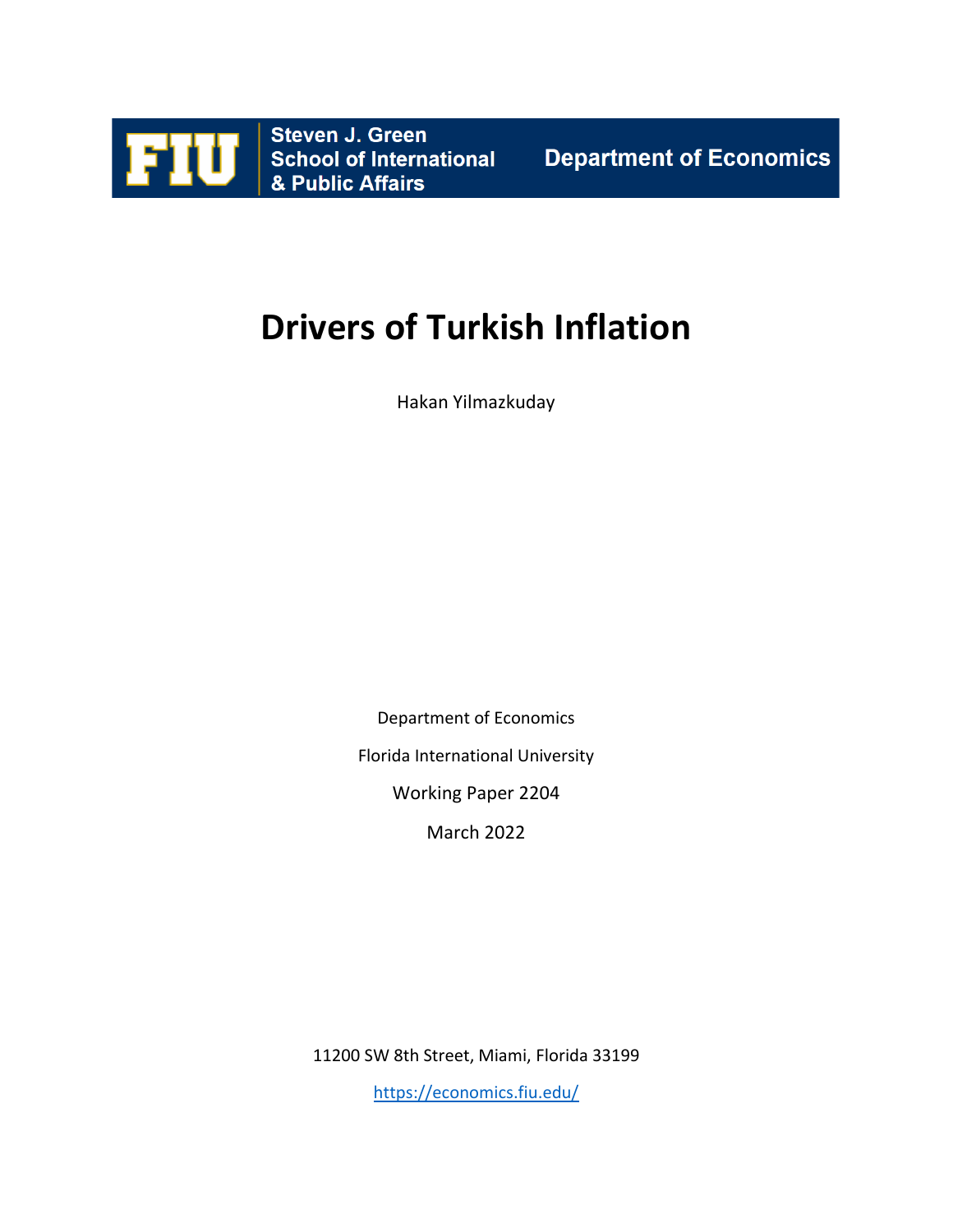FIU Steven J. Green School of International & Public Affairs — Department of Economics

# Drivers of Turkish Inflation

Hakan Yilmazkuday

Department of Economics

Florida International University

Working Paper 2204

March 2022

11200 SW 8th Street, Miami, Florida 33199

https://economics.fiu.edu/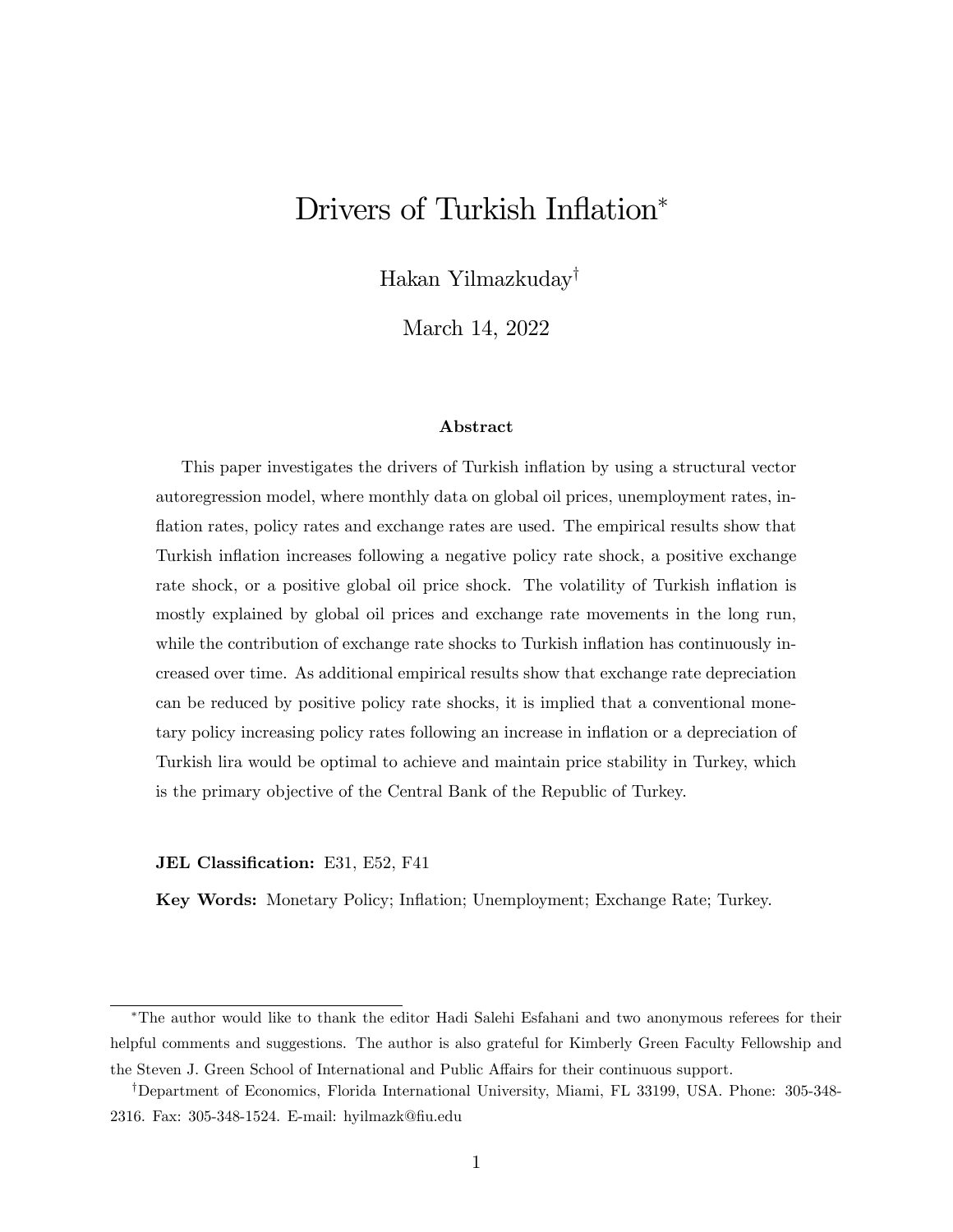# Drivers of Turkish Inflation*

Hakan Yilmazkuday†

March 14, 2022

### Abstract

This paper investigates the drivers of Turkish inflation by using a structural vector autoregression model, where monthly data on global oil prices, unemployment rates, inflation rates, policy rates and exchange rates are used. The empirical results show that Turkish inflation increases following a negative policy rate shock, a positive exchange rate shock, or a positive global oil price shock. The volatility of Turkish inflation is mostly explained by global oil prices and exchange rate movements in the long run, while the contribution of exchange rate shocks to Turkish inflation has continuously increased over time. As additional empirical results show that exchange rate depreciation can be reduced by positive policy rate shocks, it is implied that a conventional monetary policy increasing policy rates following an increase in inflation or a depreciation of Turkish lira would be optimal to achieve and maintain price stability in Turkey, which is the primary objective of the Central Bank of the Republic of Turkey.

**JEL Classification:** E31, E52, F41

**Key Words:** Monetary Policy; Inflation; Unemployment; Exchange Rate; Turkey.

---

*The author would like to thank the editor Hadi Salehi Esfahani and two anonymous referees for their helpful comments and suggestions. The author is also grateful for Kimberly Green Faculty Fellowship and the Steven J. Green School of International and Public Affairs for their continuous support.

†Department of Economics, Florida International University, Miami, FL 33199, USA. Phone: 305-348-2316. Fax: 305-348-1524. E-mail: hyilmazk@fiu.edu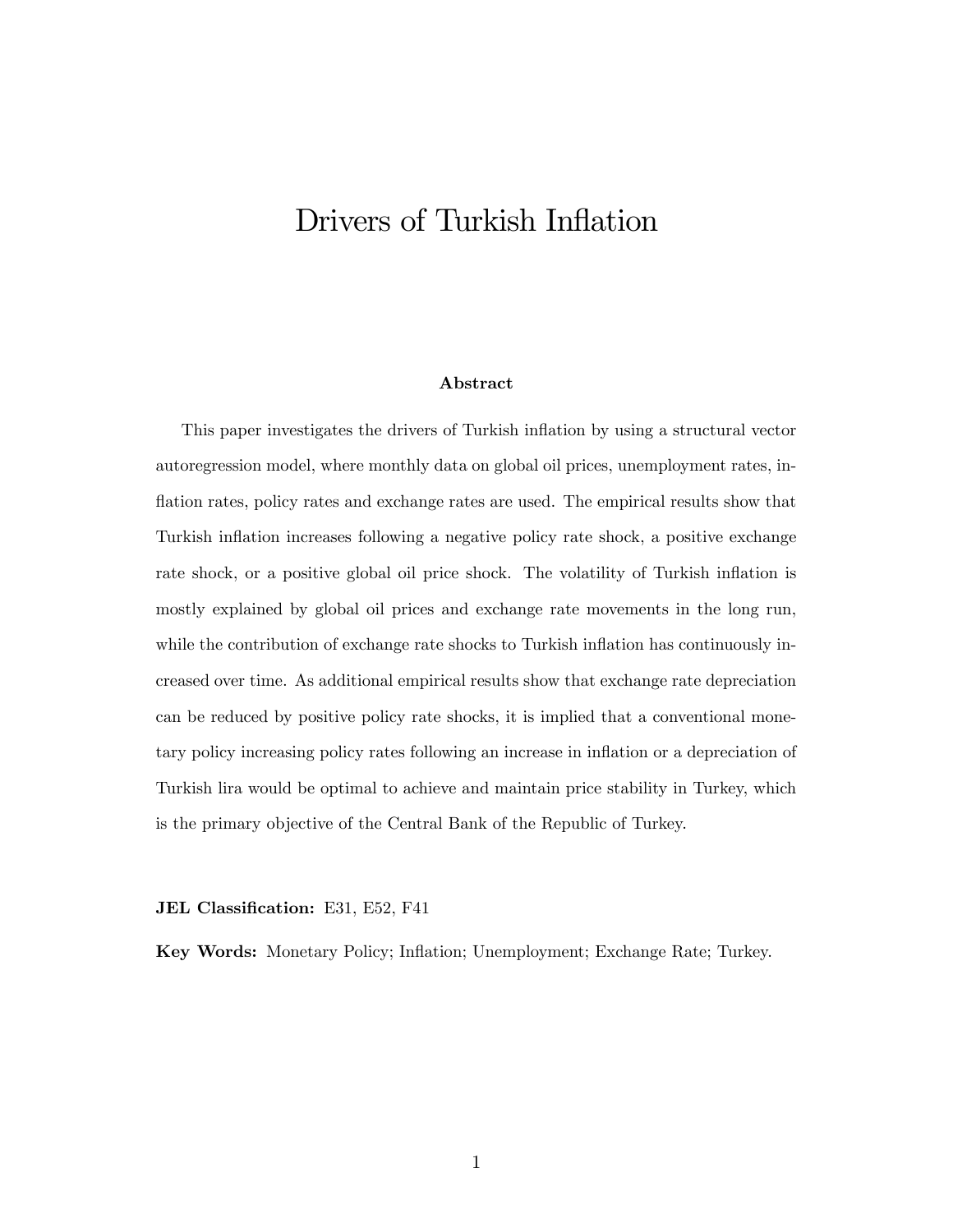# Drivers of Turkish Inflation

**Abstract**

This paper investigates the drivers of Turkish inflation by using a structural vector autoregression model, where monthly data on global oil prices, unemployment rates, inflation rates, policy rates and exchange rates are used. The empirical results show that Turkish inflation increases following a negative policy rate shock, a positive exchange rate shock, or a positive global oil price shock. The volatility of Turkish inflation is mostly explained by global oil prices and exchange rate movements in the long run, while the contribution of exchange rate shocks to Turkish inflation has continuously increased over time. As additional empirical results show that exchange rate depreciation can be reduced by positive policy rate shocks, it is implied that a conventional monetary policy increasing policy rates following an increase in inflation or a depreciation of Turkish lira would be optimal to achieve and maintain price stability in Turkey, which is the primary objective of the Central Bank of the Republic of Turkey.

**JEL Classification:** E31, E52, F41

**Key Words:** Monetary Policy; Inflation; Unemployment; Exchange Rate; Turkey.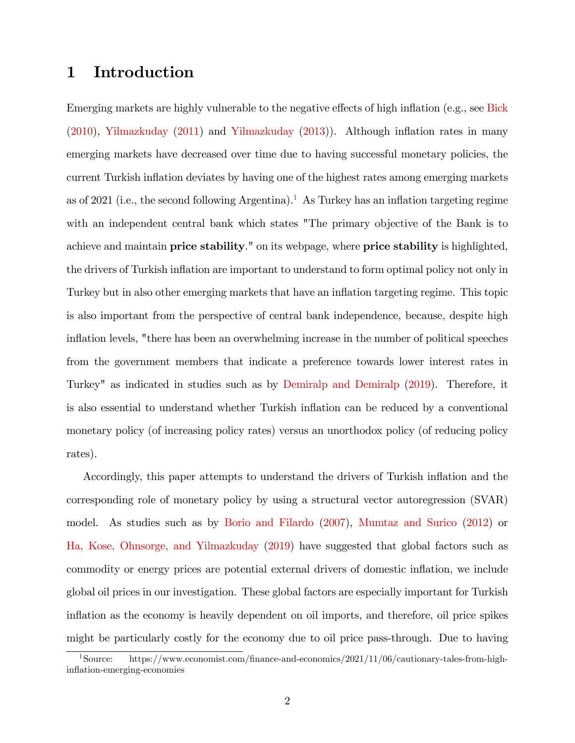# 1 Introduction

Emerging markets are highly vulnerable to the negative effects of high inflation (e.g., see Bick (2010), Yilmazkuday (2011) and Yilmazkuday (2013)). Although inflation rates in many emerging markets have decreased over time due to having successful monetary policies, the current Turkish inflation deviates by having one of the highest rates among emerging markets as of 2021 (i.e., the second following Argentina).[1] As Turkey has an inflation targeting regime with an independent central bank which states "The primary objective of the Bank is to achieve and maintain **price stability**." on its webpage, where **price stability** is highlighted, the drivers of Turkish inflation are important to understand to form optimal policy not only in Turkey but in also other emerging markets that have an inflation targeting regime. This topic is also important from the perspective of central bank independence, because, despite high inflation levels, "there has been an overwhelming increase in the number of political speeches from the government members that indicate a preference towards lower interest rates in Turkey" as indicated in studies such as by Demiralp and Demiralp (2019). Therefore, it is also essential to understand whether Turkish inflation can be reduced by a conventional monetary policy (of increasing policy rates) versus an unorthodox policy (of reducing policy rates).

Accordingly, this paper attempts to understand the drivers of Turkish inflation and the corresponding role of monetary policy by using a structural vector autoregression (SVAR) model. As studies such as by Borio and Filardo (2007), Mumtaz and Surico (2012) or Ha, Kose, Ohnsorge, and Yilmazkuday (2019) have suggested that global factors such as commodity or energy prices are potential external drivers of domestic inflation, we include global oil prices in our investigation. These global factors are especially important for Turkish inflation as the economy is heavily dependent on oil imports, and therefore, oil price spikes might be particularly costly for the economy due to oil price pass-through. Due to having

[1] Source: https://www.economist.com/finance-and-economics/2021/11/06/cautionary-tales-from-high-inflation-emerging-economies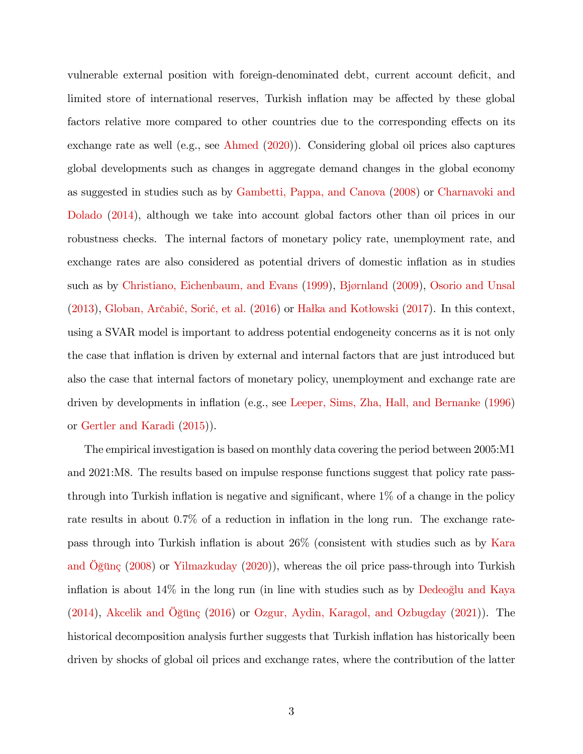vulnerable external position with foreign-denominated debt, current account deficit, and limited store of international reserves, Turkish inflation may be affected by these global factors relative more compared to other countries due to the corresponding effects on its exchange rate as well (e.g., see Ahmed (2020)). Considering global oil prices also captures global developments such as changes in aggregate demand changes in the global economy as suggested in studies such as by Gambetti, Pappa, and Canova (2008) or Charnavoki and Dolado (2014), although we take into account global factors other than oil prices in our robustness checks. The internal factors of monetary policy rate, unemployment rate, and exchange rates are also considered as potential drivers of domestic inflation as in studies such as by Christiano, Eichenbaum, and Evans (1999), Bjørnland (2009), Osorio and Unsal (2013), Globan, Arčabić, Sorić, et al. (2016) or Hałka and Kotłowski (2017). In this context, using a SVAR model is important to address potential endogeneity concerns as it is not only the case that inflation is driven by external and internal factors that are just introduced but also the case that internal factors of monetary policy, unemployment and exchange rate are driven by developments in inflation (e.g., see Leeper, Sims, Zha, Hall, and Bernanke (1996) or Gertler and Karadi (2015)).

The empirical investigation is based on monthly data covering the period between 2005:M1 and 2021:M8. The results based on impulse response functions suggest that policy rate pass-through into Turkish inflation is negative and significant, where 1% of a change in the policy rate results in about 0.7% of a reduction in inflation in the long run. The exchange rate-pass through into Turkish inflation is about 26% (consistent with studies such as by Kara and Öğünç (2008) or Yilmazkuday (2020)), whereas the oil price pass-through into Turkish inflation is about 14% in the long run (in line with studies such as by Dedeoğlu and Kaya (2014), Akcelik and Öğünç (2016) or Ozgur, Aydin, Karagol, and Ozbugday (2021)). The historical decomposition analysis further suggests that Turkish inflation has historically been driven by shocks of global oil prices and exchange rates, where the contribution of the latter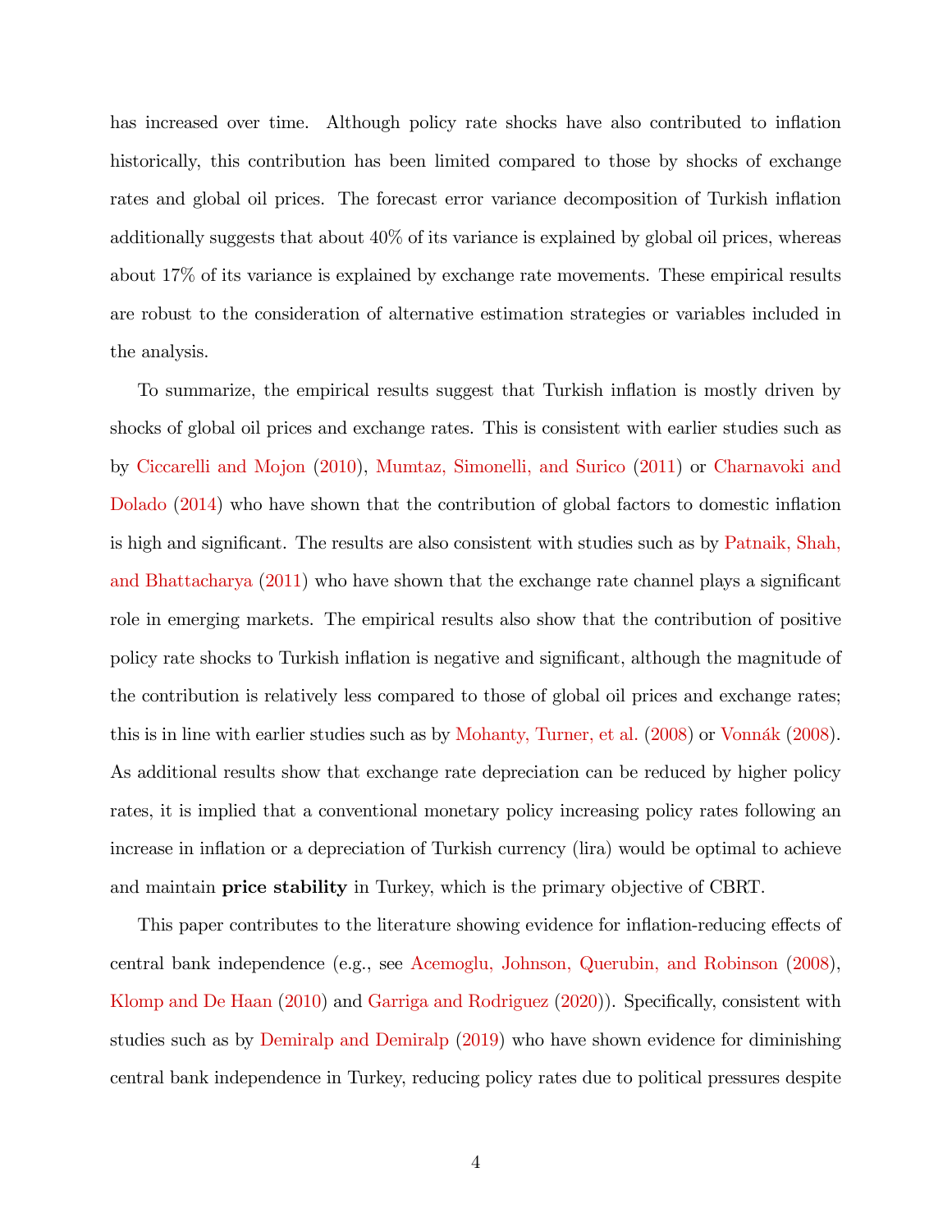has increased over time. Although policy rate shocks have also contributed to inflation historically, this contribution has been limited compared to those by shocks of exchange rates and global oil prices. The forecast error variance decomposition of Turkish inflation additionally suggests that about 40% of its variance is explained by global oil prices, whereas about 17% of its variance is explained by exchange rate movements. These empirical results are robust to the consideration of alternative estimation strategies or variables included in the analysis.

To summarize, the empirical results suggest that Turkish inflation is mostly driven by shocks of global oil prices and exchange rates. This is consistent with earlier studies such as by Ciccarelli and Mojon (2010), Mumtaz, Simonelli, and Surico (2011) or Charnavoki and Dolado (2014) who have shown that the contribution of global factors to domestic inflation is high and significant. The results are also consistent with studies such as by Patnaik, Shah, and Bhattacharya (2011) who have shown that the exchange rate channel plays a significant role in emerging markets. The empirical results also show that the contribution of positive policy rate shocks to Turkish inflation is negative and significant, although the magnitude of the contribution is relatively less compared to those of global oil prices and exchange rates; this is in line with earlier studies such as by Mohanty, Turner, et al. (2008) or Vonnák (2008). As additional results show that exchange rate depreciation can be reduced by higher policy rates, it is implied that a conventional monetary policy increasing policy rates following an increase in inflation or a depreciation of Turkish currency (lira) would be optimal to achieve and maintain **price stability** in Turkey, which is the primary objective of CBRT.

This paper contributes to the literature showing evidence for inflation-reducing effects of central bank independence (e.g., see Acemoglu, Johnson, Querubin, and Robinson (2008), Klomp and De Haan (2010) and Garriga and Rodriguez (2020)). Specifically, consistent with studies such as by Demiralp and Demiralp (2019) who have shown evidence for diminishing central bank independence in Turkey, reducing policy rates due to political pressures despite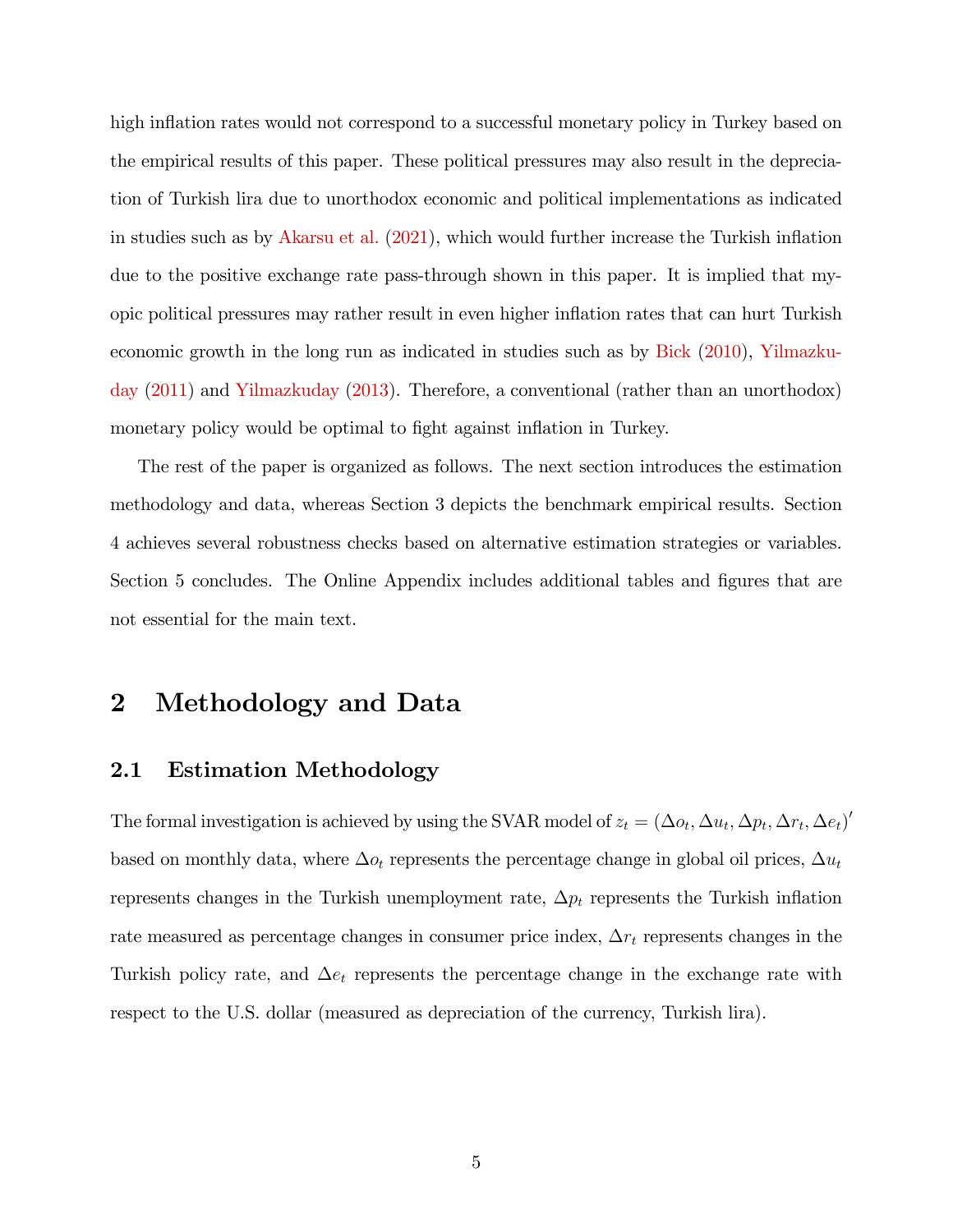high inflation rates would not correspond to a successful monetary policy in Turkey based on the empirical results of this paper. These political pressures may also result in the depreciation of Turkish lira due to unorthodox economic and political implementations as indicated in studies such as by Akarsu et al. (2021), which would further increase the Turkish inflation due to the positive exchange rate pass-through shown in this paper. It is implied that myopic political pressures may rather result in even higher inflation rates that can hurt Turkish economic growth in the long run as indicated in studies such as by Bick (2010), Yilmazkuday (2011) and Yilmazkuday (2013). Therefore, a conventional (rather than an unorthodox) monetary policy would be optimal to fight against inflation in Turkey.

The rest of the paper is organized as follows. The next section introduces the estimation methodology and data, whereas Section 3 depicts the benchmark empirical results. Section 4 achieves several robustness checks based on alternative estimation strategies or variables. Section 5 concludes. The Online Appendix includes additional tables and figures that are not essential for the main text.

# 2 Methodology and Data

## 2.1 Estimation Methodology

The formal investigation is achieved by using the SVAR model of $z_t = (\Delta o_t, \Delta u_t, \Delta p_t, \Delta r_t, \Delta e_t)'$ based on monthly data, where $\Delta o_t$ represents the percentage change in global oil prices, $\Delta u_t$ represents changes in the Turkish unemployment rate, $\Delta p_t$ represents the Turkish inflation rate measured as percentage changes in consumer price index, $\Delta r_t$ represents changes in the Turkish policy rate, and $\Delta e_t$ represents the percentage change in the exchange rate with respect to the U.S. dollar (measured as depreciation of the currency, Turkish lira).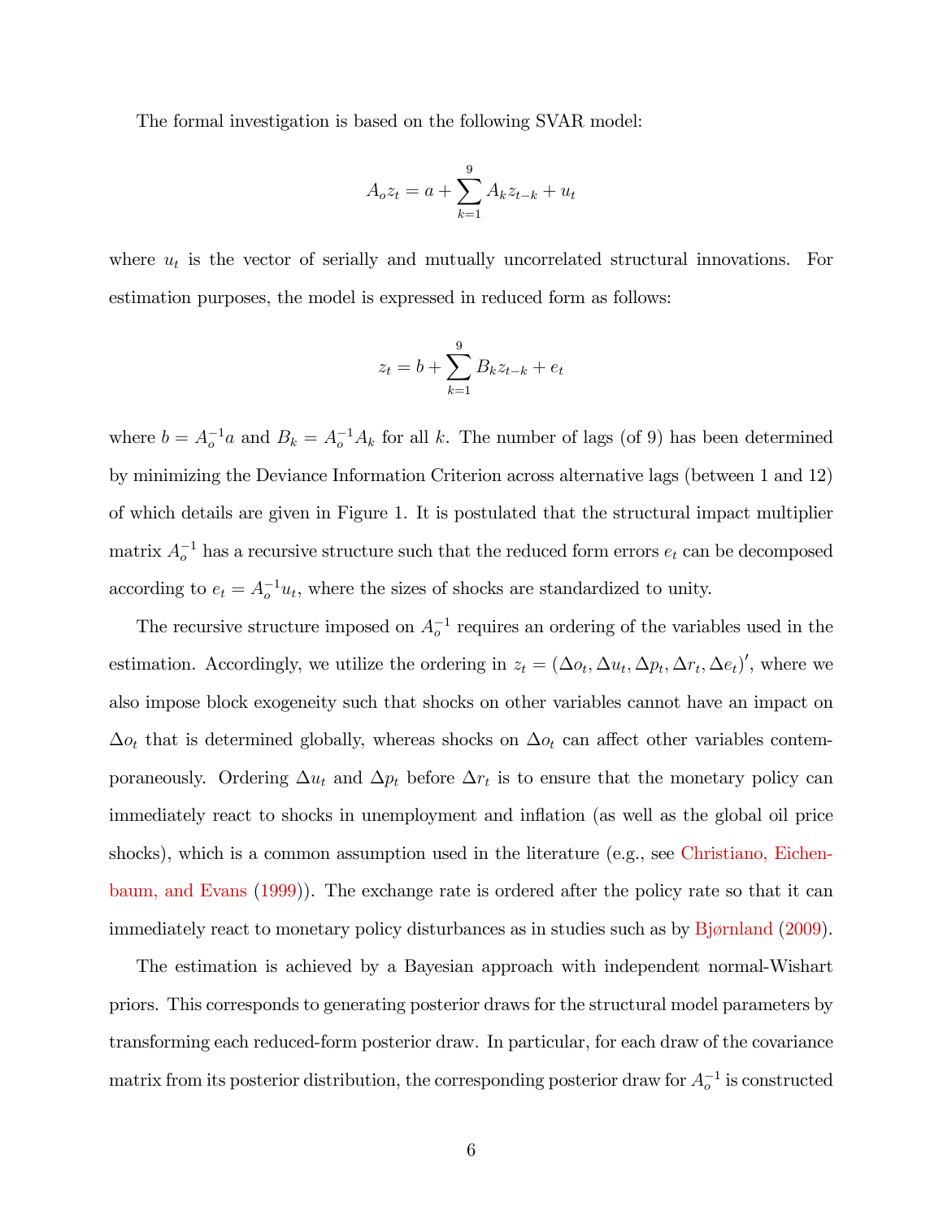The formal investigation is based on the following SVAR model:

$$A_o z_t = a + \sum_{k=1}^{9} A_k z_{t-k} + u_t$$

where $u_t$ is the vector of serially and mutually uncorrelated structural innovations. For estimation purposes, the model is expressed in reduced form as follows:

$$z_t = b + \sum_{k=1}^{9} B_k z_{t-k} + e_t$$

where $b = A_o^{-1} a$ and $B_k = A_o^{-1} A_k$ for all $k$. The number of lags (of 9) has been determined by minimizing the Deviance Information Criterion across alternative lags (between 1 and 12) of which details are given in Figure 1. It is postulated that the structural impact multiplier matrix $A_o^{-1}$ has a recursive structure such that the reduced form errors $e_t$ can be decomposed according to $e_t = A_o^{-1} u_t$, where the sizes of shocks are standardized to unity.

The recursive structure imposed on $A_o^{-1}$ requires an ordering of the variables used in the estimation. Accordingly, we utilize the ordering in $z_t = (\Delta o_t, \Delta u_t, \Delta p_t, \Delta r_t, \Delta e_t)'$, where we also impose block exogeneity such that shocks on other variables cannot have an impact on $\Delta o_t$ that is determined globally, whereas shocks on $\Delta o_t$ can affect other variables contemporaneously. Ordering $\Delta u_t$ and $\Delta p_t$ before $\Delta r_t$ is to ensure that the monetary policy can immediately react to shocks in unemployment and inflation (as well as the global oil price shocks), which is a common assumption used in the literature (e.g., see Christiano, Eichenbaum, and Evans (1999)). The exchange rate is ordered after the policy rate so that it can immediately react to monetary policy disturbances as in studies such as by Bjørnland (2009).

The estimation is achieved by a Bayesian approach with independent normal-Wishart priors. This corresponds to generating posterior draws for the structural model parameters by transforming each reduced-form posterior draw. In particular, for each draw of the covariance matrix from its posterior distribution, the corresponding posterior draw for $A_o^{-1}$ is constructed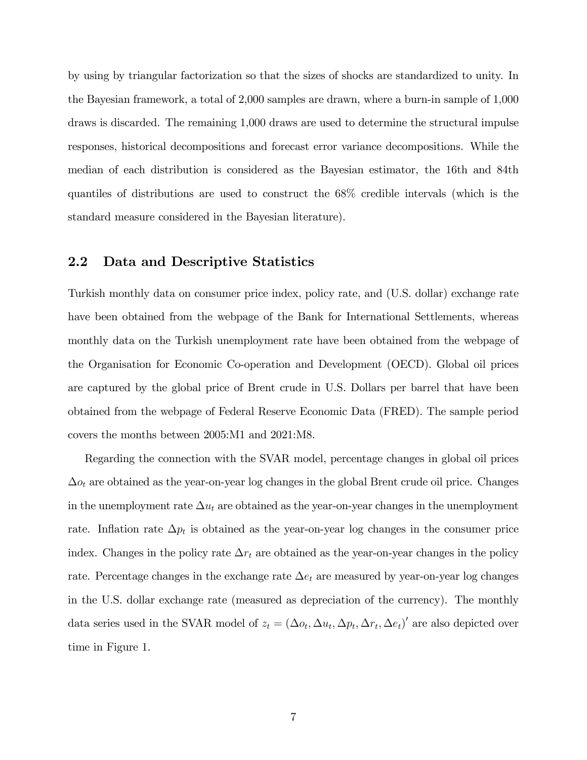by using by triangular factorization so that the sizes of shocks are standardized to unity. In the Bayesian framework, a total of 2,000 samples are drawn, where a burn-in sample of 1,000 draws is discarded. The remaining 1,000 draws are used to determine the structural impulse responses, historical decompositions and forecast error variance decompositions. While the median of each distribution is considered as the Bayesian estimator, the 16th and 84th quantiles of distributions are used to construct the 68% credible intervals (which is the standard measure considered in the Bayesian literature).

## 2.2 Data and Descriptive Statistics

Turkish monthly data on consumer price index, policy rate, and (U.S. dollar) exchange rate have been obtained from the webpage of the Bank for International Settlements, whereas monthly data on the Turkish unemployment rate have been obtained from the webpage of the Organisation for Economic Co-operation and Development (OECD). Global oil prices are captured by the global price of Brent crude in U.S. Dollars per barrel that have been obtained from the webpage of Federal Reserve Economic Data (FRED). The sample period covers the months between 2005:M1 and 2021:M8.

Regarding the connection with the SVAR model, percentage changes in global oil prices $\Delta o_t$ are obtained as the year-on-year log changes in the global Brent crude oil price. Changes in the unemployment rate $\Delta u_t$ are obtained as the year-on-year changes in the unemployment rate. Inflation rate $\Delta p_t$ is obtained as the year-on-year log changes in the consumer price index. Changes in the policy rate $\Delta r_t$ are obtained as the year-on-year changes in the policy rate. Percentage changes in the exchange rate $\Delta e_t$ are measured by year-on-year log changes in the U.S. dollar exchange rate (measured as depreciation of the currency). The monthly data series used in the SVAR model of $z_t = (\Delta o_t, \Delta u_t, \Delta p_t, \Delta r_t, \Delta e_t)'$ are also depicted over time in Figure 1.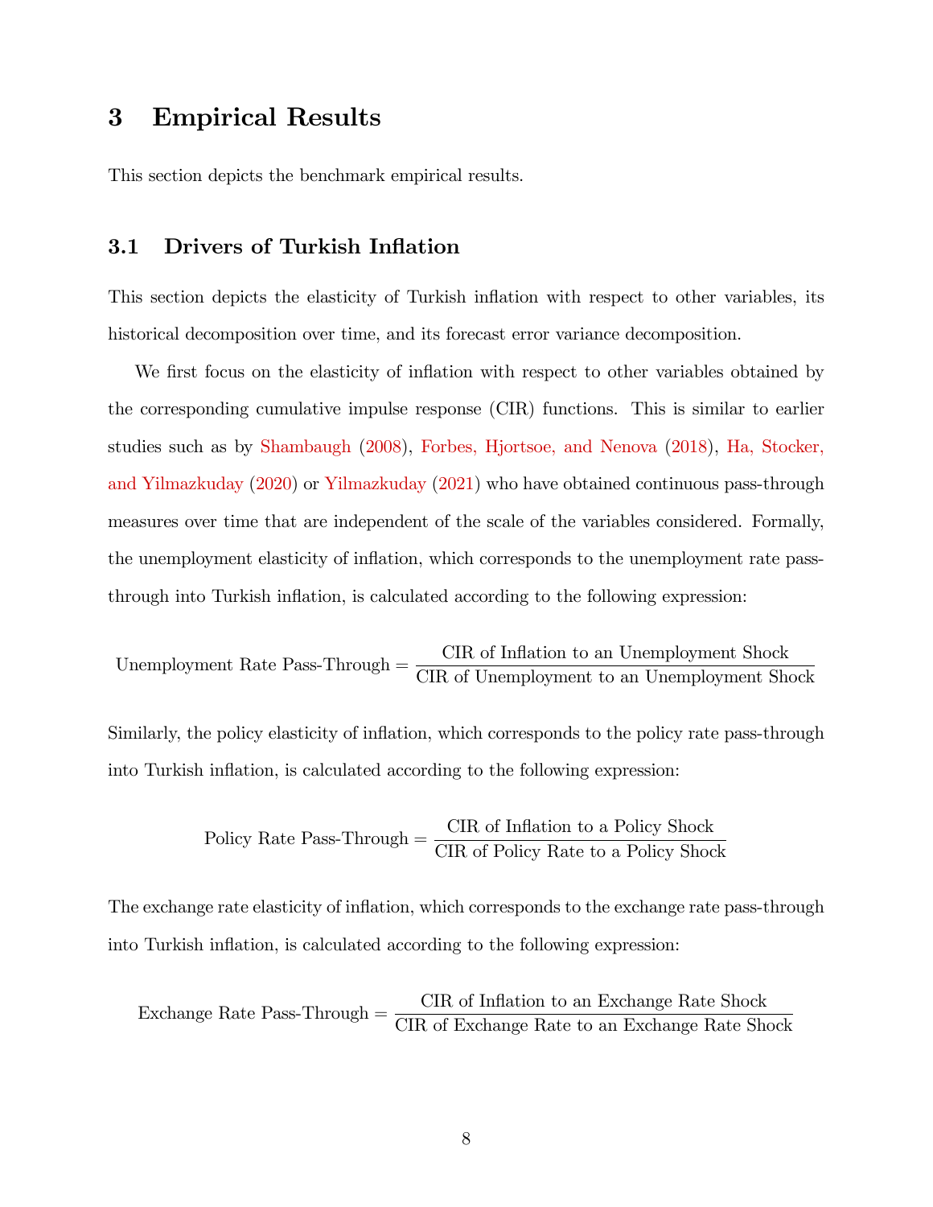# 3 Empirical Results

This section depicts the benchmark empirical results.

## 3.1 Drivers of Turkish Inflation

This section depicts the elasticity of Turkish inflation with respect to other variables, its historical decomposition over time, and its forecast error variance decomposition.

We first focus on the elasticity of inflation with respect to other variables obtained by the corresponding cumulative impulse response (CIR) functions. This is similar to earlier studies such as by Shambaugh (2008), Forbes, Hjortsoe, and Nenova (2018), Ha, Stocker, and Yilmazkuday (2020) or Yilmazkuday (2021) who have obtained continuous pass-through measures over time that are independent of the scale of the variables considered. Formally, the unemployment elasticity of inflation, which corresponds to the unemployment rate pass-through into Turkish inflation, is calculated according to the following expression:

$$\text{Unemployment Rate Pass-Through} = \frac{\text{CIR of Inflation to an Unemployment Shock}}{\text{CIR of Unemployment to an Unemployment Shock}}$$

Similarly, the policy elasticity of inflation, which corresponds to the policy rate pass-through into Turkish inflation, is calculated according to the following expression:

$$\text{Policy Rate Pass-Through} = \frac{\text{CIR of Inflation to a Policy Shock}}{\text{CIR of Policy Rate to a Policy Shock}}$$

The exchange rate elasticity of inflation, which corresponds to the exchange rate pass-through into Turkish inflation, is calculated according to the following expression:

$$\text{Exchange Rate Pass-Through} = \frac{\text{CIR of Inflation to an Exchange Rate Shock}}{\text{CIR of Exchange Rate to an Exchange Rate Shock}}$$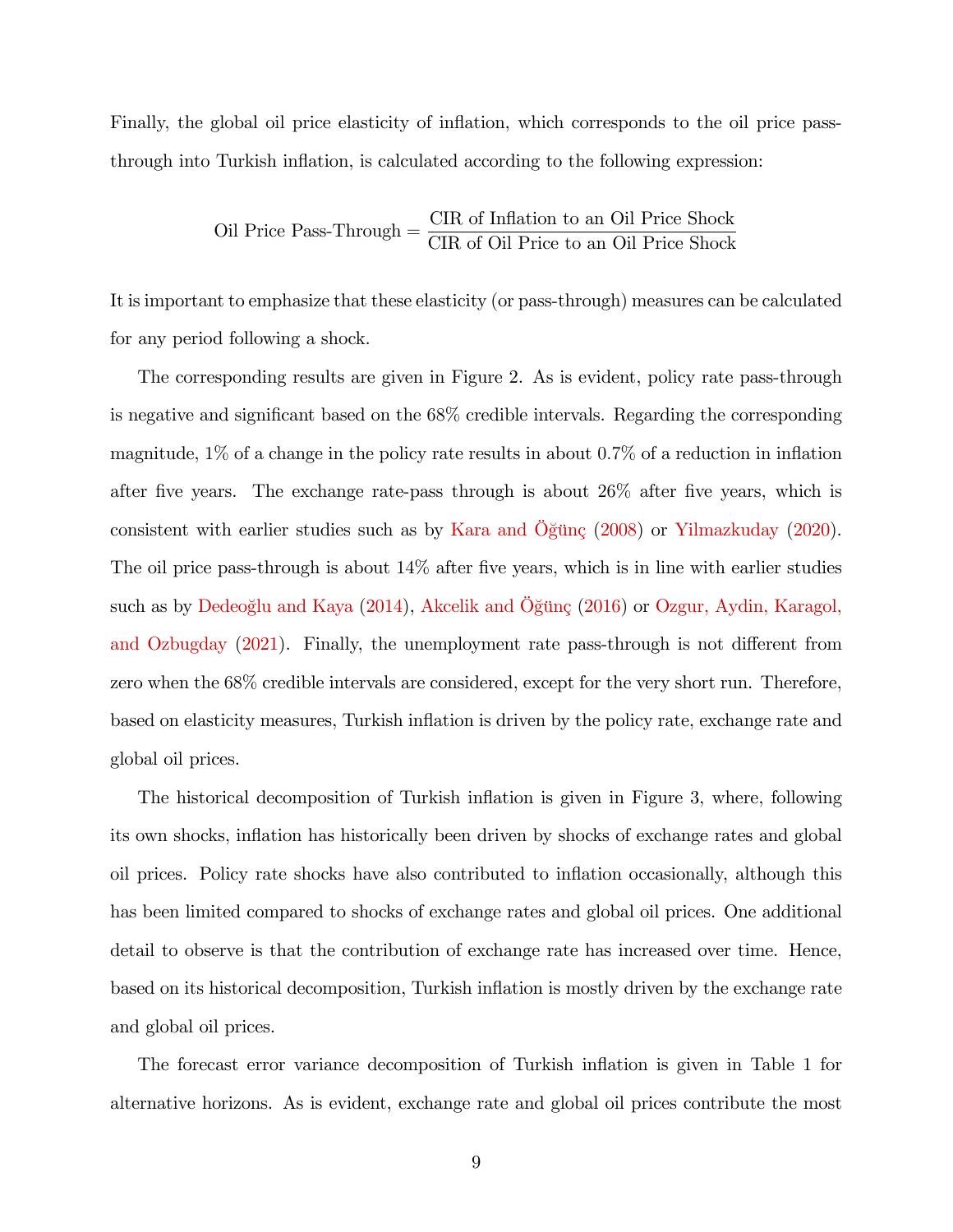Finally, the global oil price elasticity of inflation, which corresponds to the oil price pass-through into Turkish inflation, is calculated according to the following expression:

$$\text{Oil Price Pass-Through} = \frac{\text{CIR of Inflation to an Oil Price Shock}}{\text{CIR of Oil Price to an Oil Price Shock}}$$

It is important to emphasize that these elasticity (or pass-through) measures can be calculated for any period following a shock.

The corresponding results are given in Figure 2. As is evident, policy rate pass-through is negative and significant based on the 68% credible intervals. Regarding the corresponding magnitude, 1% of a change in the policy rate results in about 0.7% of a reduction in inflation after five years. The exchange rate-pass through is about 26% after five years, which is consistent with earlier studies such as by Kara and Öğünç (2008) or Yilmazkuday (2020). The oil price pass-through is about 14% after five years, which is in line with earlier studies such as by Dedeoğlu and Kaya (2014), Akcelik and Öğünç (2016) or Ozgur, Aydin, Karagol, and Ozbugday (2021). Finally, the unemployment rate pass-through is not different from zero when the 68% credible intervals are considered, except for the very short run. Therefore, based on elasticity measures, Turkish inflation is driven by the policy rate, exchange rate and global oil prices.

The historical decomposition of Turkish inflation is given in Figure 3, where, following its own shocks, inflation has historically been driven by shocks of exchange rates and global oil prices. Policy rate shocks have also contributed to inflation occasionally, although this has been limited compared to shocks of exchange rates and global oil prices. One additional detail to observe is that the contribution of exchange rate has increased over time. Hence, based on its historical decomposition, Turkish inflation is mostly driven by the exchange rate and global oil prices.

The forecast error variance decomposition of Turkish inflation is given in Table 1 for alternative horizons. As is evident, exchange rate and global oil prices contribute the most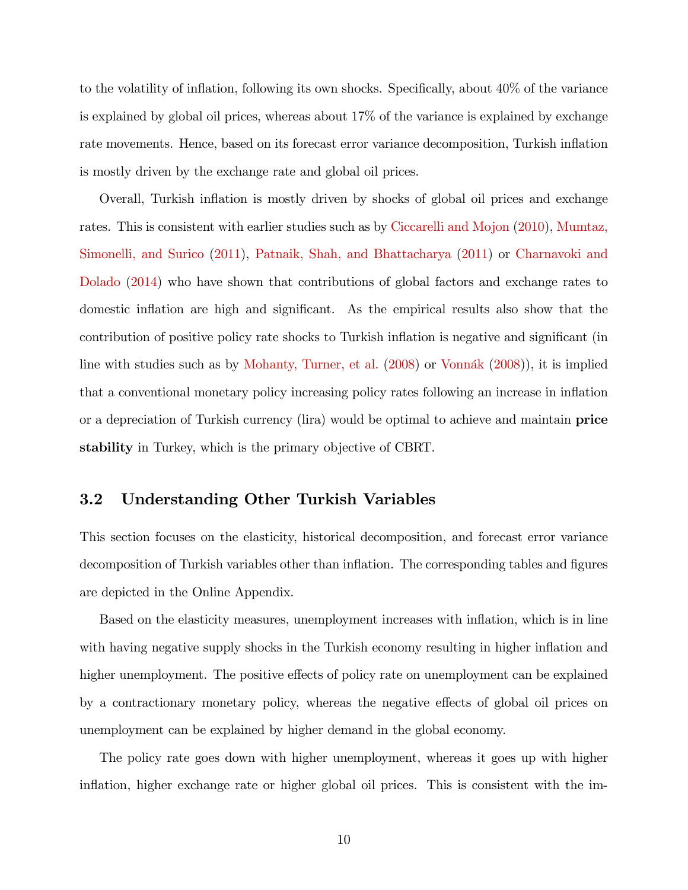to the volatility of inflation, following its own shocks. Specifically, about 40% of the variance is explained by global oil prices, whereas about 17% of the variance is explained by exchange rate movements. Hence, based on its forecast error variance decomposition, Turkish inflation is mostly driven by the exchange rate and global oil prices.

Overall, Turkish inflation is mostly driven by shocks of global oil prices and exchange rates. This is consistent with earlier studies such as by Ciccarelli and Mojon (2010), Mumtaz, Simonelli, and Surico (2011), Patnaik, Shah, and Bhattacharya (2011) or Charnavoki and Dolado (2014) who have shown that contributions of global factors and exchange rates to domestic inflation are high and significant. As the empirical results also show that the contribution of positive policy rate shocks to Turkish inflation is negative and significant (in line with studies such as by Mohanty, Turner, et al. (2008) or Vonnák (2008)), it is implied that a conventional monetary policy increasing policy rates following an increase in inflation or a depreciation of Turkish currency (lira) would be optimal to achieve and maintain **price stability** in Turkey, which is the primary objective of CBRT.

### 3.2 Understanding Other Turkish Variables

This section focuses on the elasticity, historical decomposition, and forecast error variance decomposition of Turkish variables other than inflation. The corresponding tables and figures are depicted in the Online Appendix.

Based on the elasticity measures, unemployment increases with inflation, which is in line with having negative supply shocks in the Turkish economy resulting in higher inflation and higher unemployment. The positive effects of policy rate on unemployment can be explained by a contractionary monetary policy, whereas the negative effects of global oil prices on unemployment can be explained by higher demand in the global economy.

The policy rate goes down with higher unemployment, whereas it goes up with higher inflation, higher exchange rate or higher global oil prices. This is consistent with the im-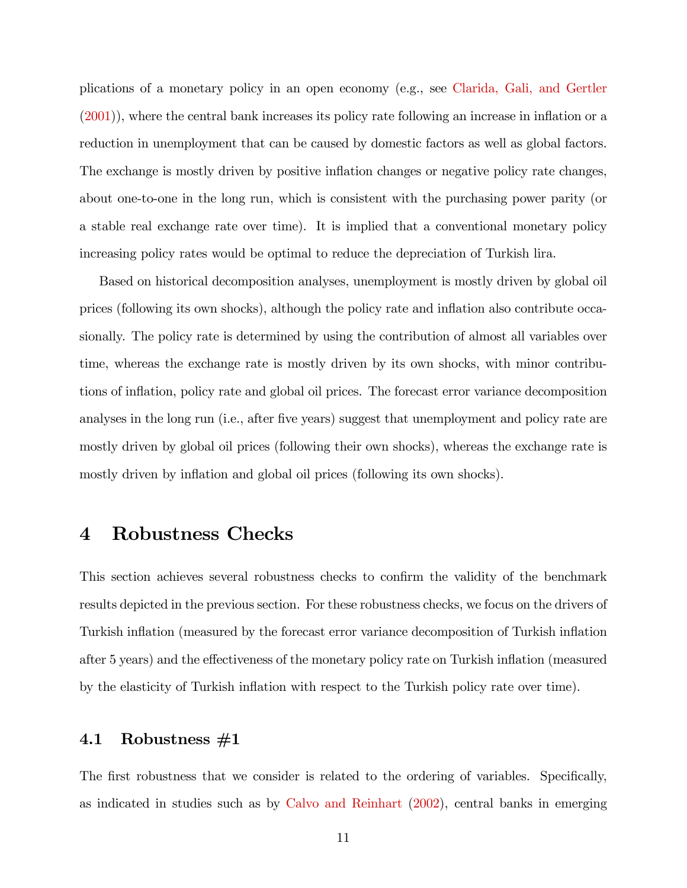plications of a monetary policy in an open economy (e.g., see Clarida, Gali, and Gertler (2001)), where the central bank increases its policy rate following an increase in inflation or a reduction in unemployment that can be caused by domestic factors as well as global factors. The exchange is mostly driven by positive inflation changes or negative policy rate changes, about one-to-one in the long run, which is consistent with the purchasing power parity (or a stable real exchange rate over time). It is implied that a conventional monetary policy increasing policy rates would be optimal to reduce the depreciation of Turkish lira.

Based on historical decomposition analyses, unemployment is mostly driven by global oil prices (following its own shocks), although the policy rate and inflation also contribute occasionally. The policy rate is determined by using the contribution of almost all variables over time, whereas the exchange rate is mostly driven by its own shocks, with minor contributions of inflation, policy rate and global oil prices. The forecast error variance decomposition analyses in the long run (i.e., after five years) suggest that unemployment and policy rate are mostly driven by global oil prices (following their own shocks), whereas the exchange rate is mostly driven by inflation and global oil prices (following its own shocks).

# 4 Robustness Checks

This section achieves several robustness checks to confirm the validity of the benchmark results depicted in the previous section. For these robustness checks, we focus on the drivers of Turkish inflation (measured by the forecast error variance decomposition of Turkish inflation after 5 years) and the effectiveness of the monetary policy rate on Turkish inflation (measured by the elasticity of Turkish inflation with respect to the Turkish policy rate over time).

## 4.1 Robustness #1

The first robustness that we consider is related to the ordering of variables. Specifically, as indicated in studies such as by Calvo and Reinhart (2002), central banks in emerging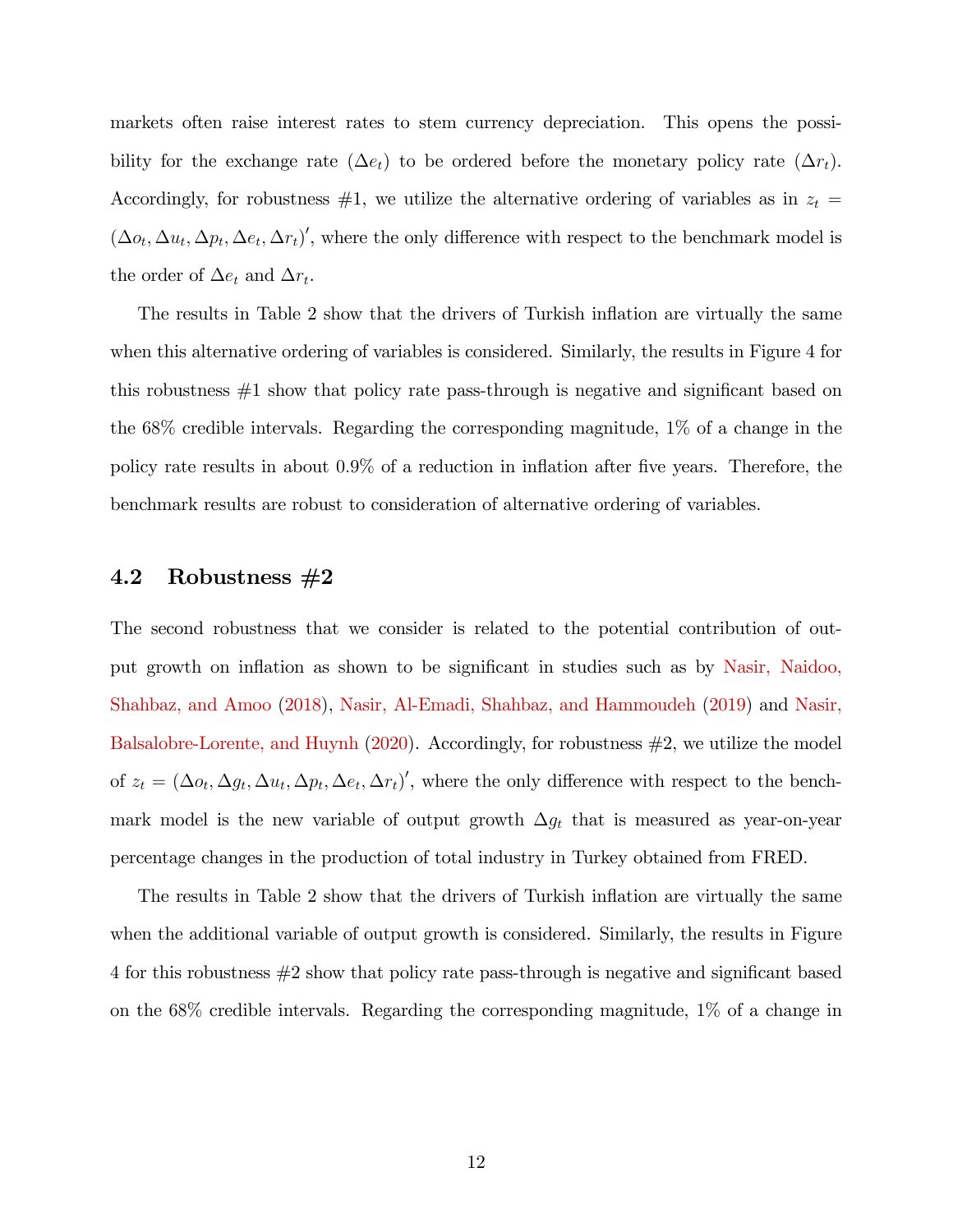markets often raise interest rates to stem currency depreciation. This opens the possibility for the exchange rate ($\Delta e_t$) to be ordered before the monetary policy rate ($\Delta r_t$). Accordingly, for robustness #1, we utilize the alternative ordering of variables as in $z_t = (\Delta o_t, \Delta u_t, \Delta p_t, \Delta e_t, \Delta r_t)'$, where the only difference with respect to the benchmark model is the order of $\Delta e_t$ and $\Delta r_t$.

The results in Table 2 show that the drivers of Turkish inflation are virtually the same when this alternative ordering of variables is considered. Similarly, the results in Figure 4 for this robustness #1 show that policy rate pass-through is negative and significant based on the 68% credible intervals. Regarding the corresponding magnitude, 1% of a change in the policy rate results in about 0.9% of a reduction in inflation after five years. Therefore, the benchmark results are robust to consideration of alternative ordering of variables.

## 4.2 Robustness #2

The second robustness that we consider is related to the potential contribution of output growth on inflation as shown to be significant in studies such as by Nasir, Naidoo, Shahbaz, and Amoo (2018), Nasir, Al-Emadi, Shahbaz, and Hammoudeh (2019) and Nasir, Balsalobre-Lorente, and Huynh (2020). Accordingly, for robustness #2, we utilize the model of $z_t = (\Delta o_t, \Delta g_t, \Delta u_t, \Delta p_t, \Delta e_t, \Delta r_t)'$, where the only difference with respect to the benchmark model is the new variable of output growth $\Delta g_t$ that is measured as year-on-year percentage changes in the production of total industry in Turkey obtained from FRED.

The results in Table 2 show that the drivers of Turkish inflation are virtually the same when the additional variable of output growth is considered. Similarly, the results in Figure 4 for this robustness #2 show that policy rate pass-through is negative and significant based on the 68% credible intervals. Regarding the corresponding magnitude, 1% of a change in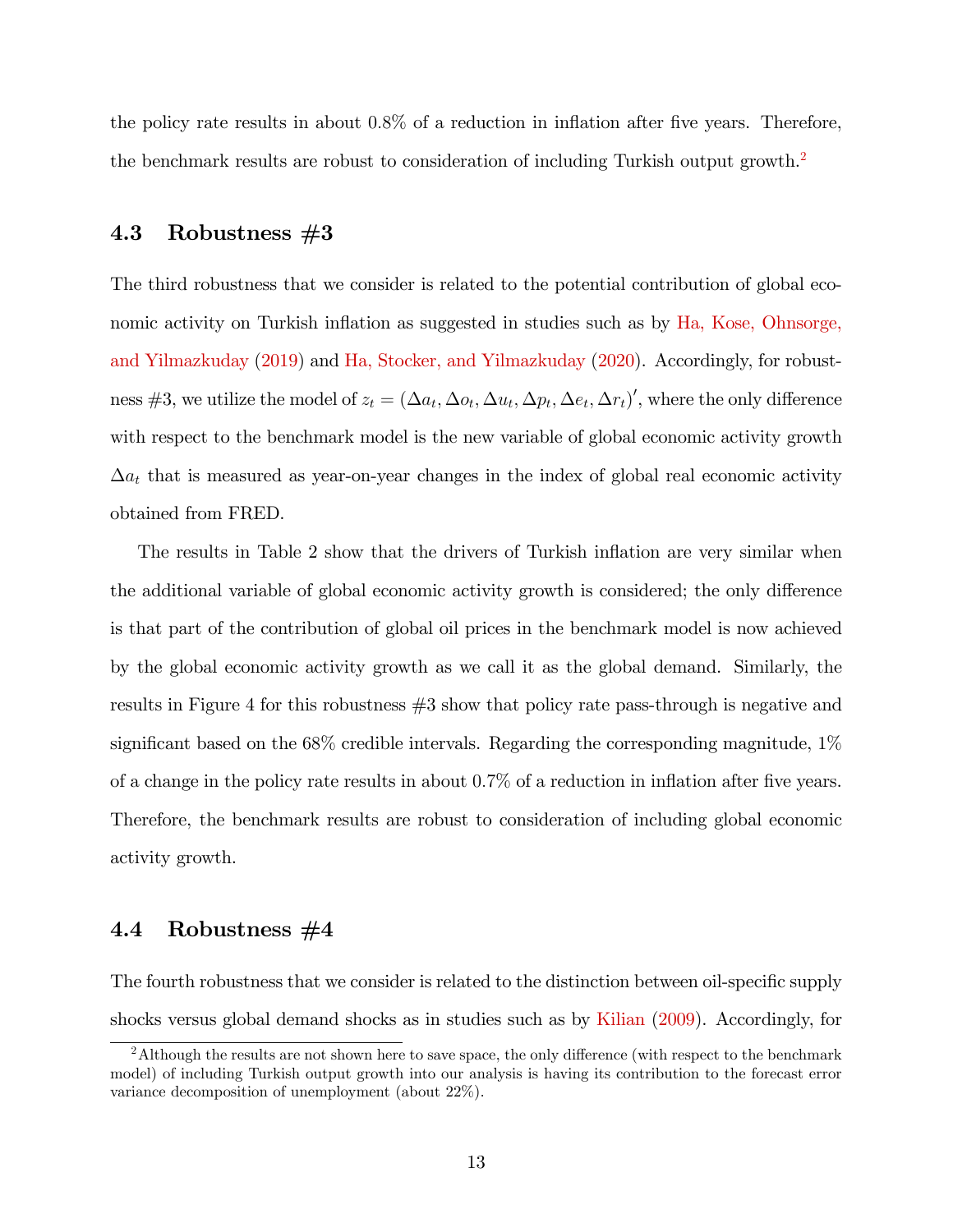the policy rate results in about 0.8% of a reduction in inflation after five years. Therefore, the benchmark results are robust to consideration of including Turkish output growth.[2]

## 4.3 Robustness #3

The third robustness that we consider is related to the potential contribution of global economic activity on Turkish inflation as suggested in studies such as by Ha, Kose, Ohnsorge, and Yilmazkuday (2019) and Ha, Stocker, and Yilmazkuday (2020). Accordingly, for robustness #3, we utilize the model of $z_t = (\Delta a_t, \Delta o_t, \Delta u_t, \Delta p_t, \Delta e_t, \Delta r_t)'$, where the only difference with respect to the benchmark model is the new variable of global economic activity growth $\Delta a_t$ that is measured as year-on-year changes in the index of global real economic activity obtained from FRED.

The results in Table 2 show that the drivers of Turkish inflation are very similar when the additional variable of global economic activity growth is considered; the only difference is that part of the contribution of global oil prices in the benchmark model is now achieved by the global economic activity growth as we call it as the global demand. Similarly, the results in Figure 4 for this robustness #3 show that policy rate pass-through is negative and significant based on the 68% credible intervals. Regarding the corresponding magnitude, 1% of a change in the policy rate results in about 0.7% of a reduction in inflation after five years. Therefore, the benchmark results are robust to consideration of including global economic activity growth.

## 4.4 Robustness #4

The fourth robustness that we consider is related to the distinction between oil-specific supply shocks versus global demand shocks as in studies such as by Kilian (2009). Accordingly, for

[2] Although the results are not shown here to save space, the only difference (with respect to the benchmark model) of including Turkish output growth into our analysis is having its contribution to the forecast error variance decomposition of unemployment (about 22%).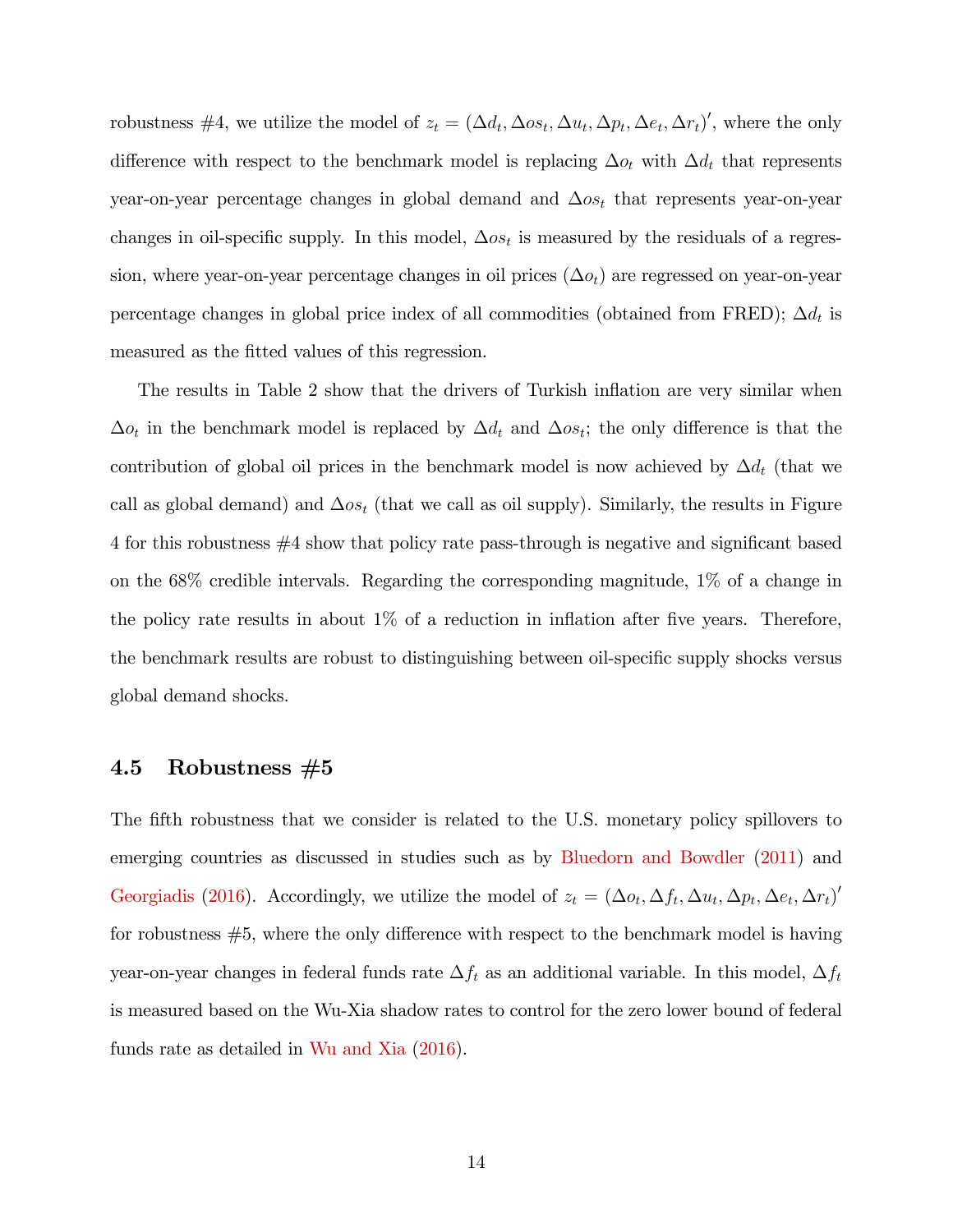robustness #4, we utilize the model of $z_t = (\Delta d_t, \Delta os_t, \Delta u_t, \Delta p_t, \Delta e_t, \Delta r_t)'$, where the only difference with respect to the benchmark model is replacing $\Delta o_t$ with $\Delta d_t$ that represents year-on-year percentage changes in global demand and $\Delta os_t$ that represents year-on-year changes in oil-specific supply. In this model, $\Delta os_t$ is measured by the residuals of a regression, where year-on-year percentage changes in oil prices ($\Delta o_t$) are regressed on year-on-year percentage changes in global price index of all commodities (obtained from FRED); $\Delta d_t$ is measured as the fitted values of this regression.

The results in Table 2 show that the drivers of Turkish inflation are very similar when $\Delta o_t$ in the benchmark model is replaced by $\Delta d_t$ and $\Delta os_t$; the only difference is that the contribution of global oil prices in the benchmark model is now achieved by $\Delta d_t$ (that we call as global demand) and $\Delta os_t$ (that we call as oil supply). Similarly, the results in Figure 4 for this robustness #4 show that policy rate pass-through is negative and significant based on the 68% credible intervals. Regarding the corresponding magnitude, 1% of a change in the policy rate results in about 1% of a reduction in inflation after five years. Therefore, the benchmark results are robust to distinguishing between oil-specific supply shocks versus global demand shocks.

## 4.5 Robustness #5

The fifth robustness that we consider is related to the U.S. monetary policy spillovers to emerging countries as discussed in studies such as by Bluedorn and Bowdler (2011) and Georgiadis (2016). Accordingly, we utilize the model of $z_t = (\Delta o_t, \Delta f_t, \Delta u_t, \Delta p_t, \Delta e_t, \Delta r_t)'$ for robustness #5, where the only difference with respect to the benchmark model is having year-on-year changes in federal funds rate $\Delta f_t$ as an additional variable. In this model, $\Delta f_t$ is measured based on the Wu-Xia shadow rates to control for the zero lower bound of federal funds rate as detailed in Wu and Xia (2016).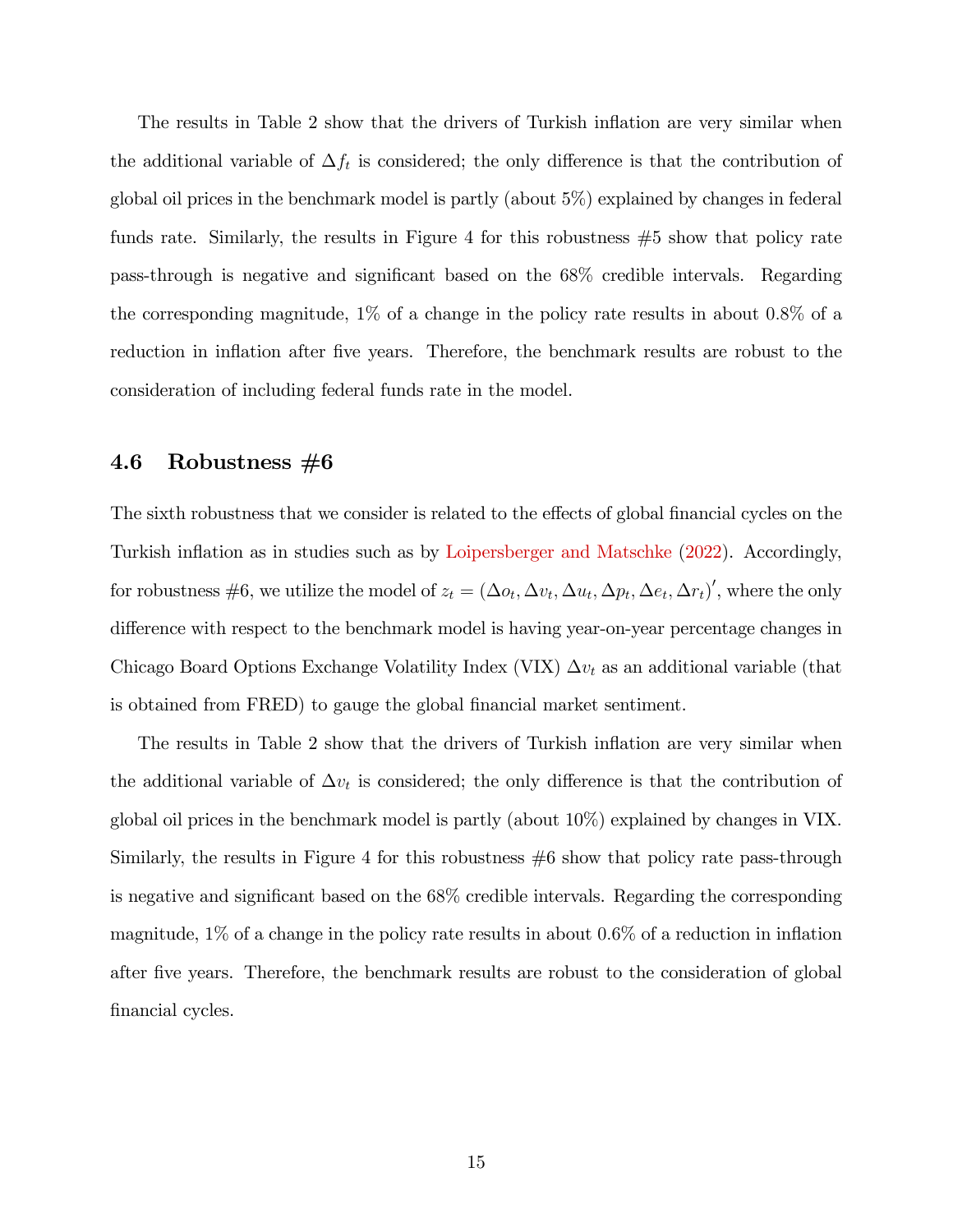The results in Table 2 show that the drivers of Turkish inflation are very similar when the additional variable of $\Delta f_t$ is considered; the only difference is that the contribution of global oil prices in the benchmark model is partly (about 5%) explained by changes in federal funds rate. Similarly, the results in Figure 4 for this robustness #5 show that policy rate pass-through is negative and significant based on the 68% credible intervals. Regarding the corresponding magnitude, 1% of a change in the policy rate results in about 0.8% of a reduction in inflation after five years. Therefore, the benchmark results are robust to the consideration of including federal funds rate in the model.

### 4.6 Robustness #6

The sixth robustness that we consider is related to the effects of global financial cycles on the Turkish inflation as in studies such as by Loipersberger and Matschke (2022). Accordingly, for robustness #6, we utilize the model of $z_t = (\Delta o_t, \Delta v_t, \Delta u_t, \Delta p_t, \Delta e_t, \Delta r_t)'$, where the only difference with respect to the benchmark model is having year-on-year percentage changes in Chicago Board Options Exchange Volatility Index (VIX) $\Delta v_t$ as an additional variable (that is obtained from FRED) to gauge the global financial market sentiment.

The results in Table 2 show that the drivers of Turkish inflation are very similar when the additional variable of $\Delta v_t$ is considered; the only difference is that the contribution of global oil prices in the benchmark model is partly (about 10%) explained by changes in VIX. Similarly, the results in Figure 4 for this robustness #6 show that policy rate pass-through is negative and significant based on the 68% credible intervals. Regarding the corresponding magnitude, 1% of a change in the policy rate results in about 0.6% of a reduction in inflation after five years. Therefore, the benchmark results are robust to the consideration of global financial cycles.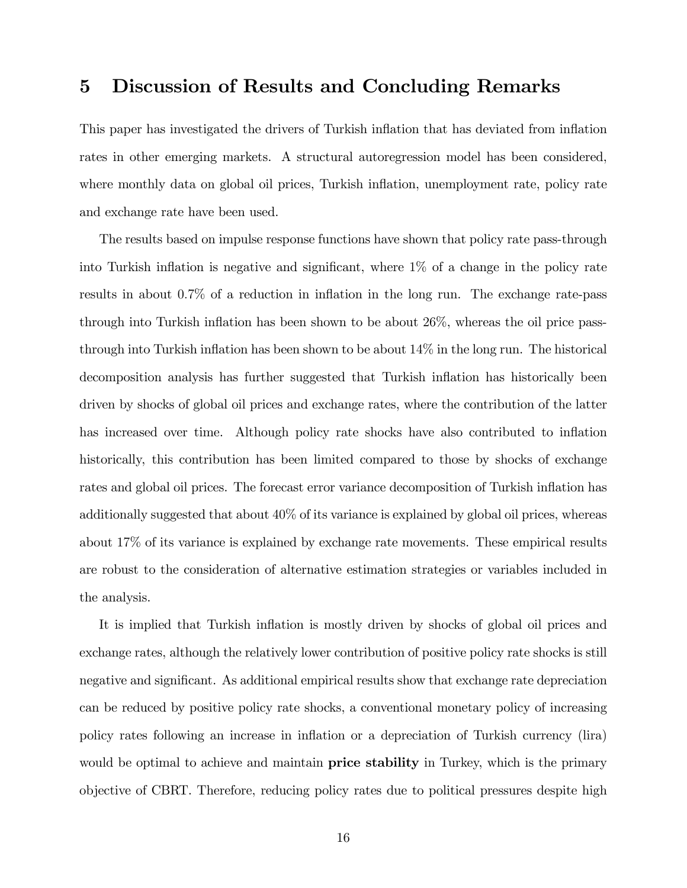## 5 Discussion of Results and Concluding Remarks

This paper has investigated the drivers of Turkish inflation that has deviated from inflation rates in other emerging markets. A structural autoregression model has been considered, where monthly data on global oil prices, Turkish inflation, unemployment rate, policy rate and exchange rate have been used.

The results based on impulse response functions have shown that policy rate pass-through into Turkish inflation is negative and significant, where 1% of a change in the policy rate results in about 0.7% of a reduction in inflation in the long run. The exchange rate-pass through into Turkish inflation has been shown to be about 26%, whereas the oil price pass-through into Turkish inflation has been shown to be about 14% in the long run. The historical decomposition analysis has further suggested that Turkish inflation has historically been driven by shocks of global oil prices and exchange rates, where the contribution of the latter has increased over time. Although policy rate shocks have also contributed to inflation historically, this contribution has been limited compared to those by shocks of exchange rates and global oil prices. The forecast error variance decomposition of Turkish inflation has additionally suggested that about 40% of its variance is explained by global oil prices, whereas about 17% of its variance is explained by exchange rate movements. These empirical results are robust to the consideration of alternative estimation strategies or variables included in the analysis.

It is implied that Turkish inflation is mostly driven by shocks of global oil prices and exchange rates, although the relatively lower contribution of positive policy rate shocks is still negative and significant. As additional empirical results show that exchange rate depreciation can be reduced by positive policy rate shocks, a conventional monetary policy of increasing policy rates following an increase in inflation or a depreciation of Turkish currency (lira) would be optimal to achieve and maintain **price stability** in Turkey, which is the primary objective of CBRT. Therefore, reducing policy rates due to political pressures despite high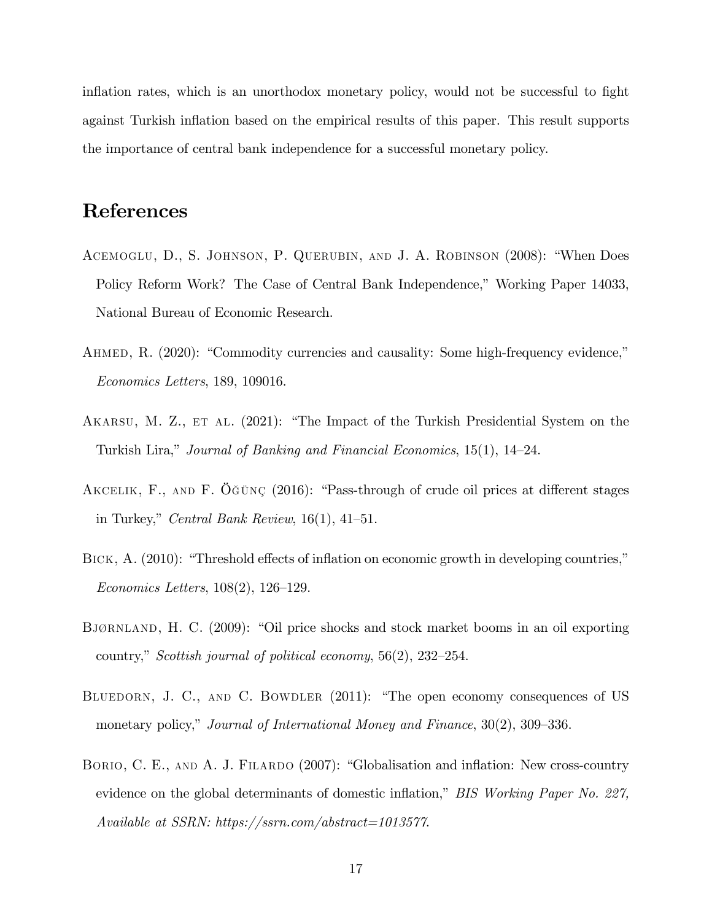inflation rates, which is an unorthodox monetary policy, would not be successful to fight against Turkish inflation based on the empirical results of this paper. This result supports the importance of central bank independence for a successful monetary policy.

## References

Acemoglu, D., S. Johnson, P. Querubin, and J. A. Robinson (2008): "When Does Policy Reform Work? The Case of Central Bank Independence," Working Paper 14033, National Bureau of Economic Research.

Ahmed, R. (2020): "Commodity currencies and causality: Some high-frequency evidence," *Economics Letters*, 189, 109016.

Akarsu, M. Z., et al. (2021): "The Impact of the Turkish Presidential System on the Turkish Lira," *Journal of Banking and Financial Economics*, 15(1), 14–24.

Akcelik, F., and F. Öğünç (2016): "Pass-through of crude oil prices at different stages in Turkey," *Central Bank Review*, 16(1), 41–51.

Bick, A. (2010): "Threshold effects of inflation on economic growth in developing countries," *Economics Letters*, 108(2), 126–129.

Bjørnland, H. C. (2009): "Oil price shocks and stock market booms in an oil exporting country," *Scottish journal of political economy*, 56(2), 232–254.

Bluedorn, J. C., and C. Bowdler (2011): "The open economy consequences of US monetary policy," *Journal of International Money and Finance*, 30(2), 309–336.

Borio, C. E., and A. J. Filardo (2007): "Globalisation and inflation: New cross-country evidence on the global determinants of domestic inflation," *BIS Working Paper No. 227, Available at SSRN: https://ssrn.com/abstract=1013577.*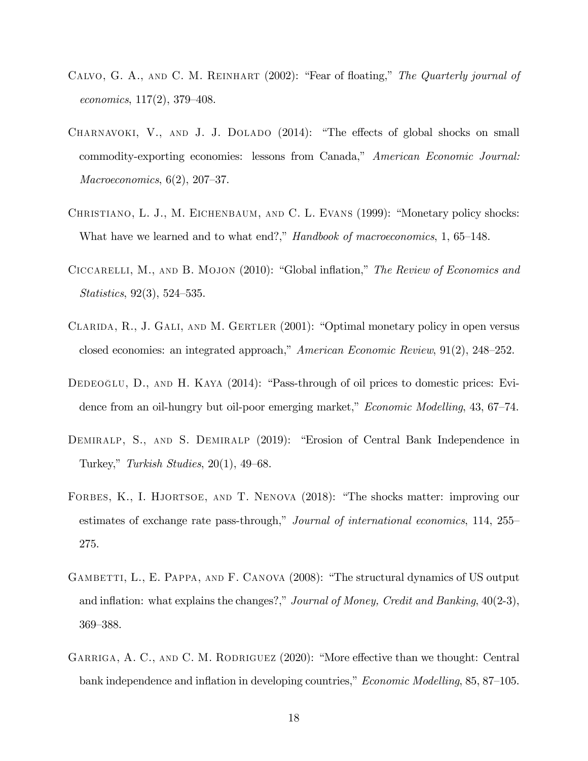Calvo, G. A., and C. M. Reinhart (2002): "Fear of floating," *The Quarterly journal of economics*, 117(2), 379–408.

Charnavoki, V., and J. J. Dolado (2014): "The effects of global shocks on small commodity-exporting economies: lessons from Canada," *American Economic Journal: Macroeconomics*, 6(2), 207–37.

Christiano, L. J., M. Eichenbaum, and C. L. Evans (1999): "Monetary policy shocks: What have we learned and to what end?," *Handbook of macroeconomics*, 1, 65–148.

Ciccarelli, M., and B. Mojon (2010): "Global inflation," *The Review of Economics and Statistics*, 92(3), 524–535.

Clarida, R., J. Gali, and M. Gertler (2001): "Optimal monetary policy in open versus closed economies: an integrated approach," *American Economic Review*, 91(2), 248–252.

Dedeoğlu, D., and H. Kaya (2014): "Pass-through of oil prices to domestic prices: Evidence from an oil-hungry but oil-poor emerging market," *Economic Modelling*, 43, 67–74.

Demiralp, S., and S. Demiralp (2019): "Erosion of Central Bank Independence in Turkey," *Turkish Studies*, 20(1), 49–68.

Forbes, K., I. Hjortsoe, and T. Nenova (2018): "The shocks matter: improving our estimates of exchange rate pass-through," *Journal of international economics*, 114, 255–275.

Gambetti, L., E. Pappa, and F. Canova (2008): "The structural dynamics of US output and inflation: what explains the changes?," *Journal of Money, Credit and Banking*, 40(2-3), 369–388.

Garriga, A. C., and C. M. Rodriguez (2020): "More effective than we thought: Central bank independence and inflation in developing countries," *Economic Modelling*, 85, 87–105.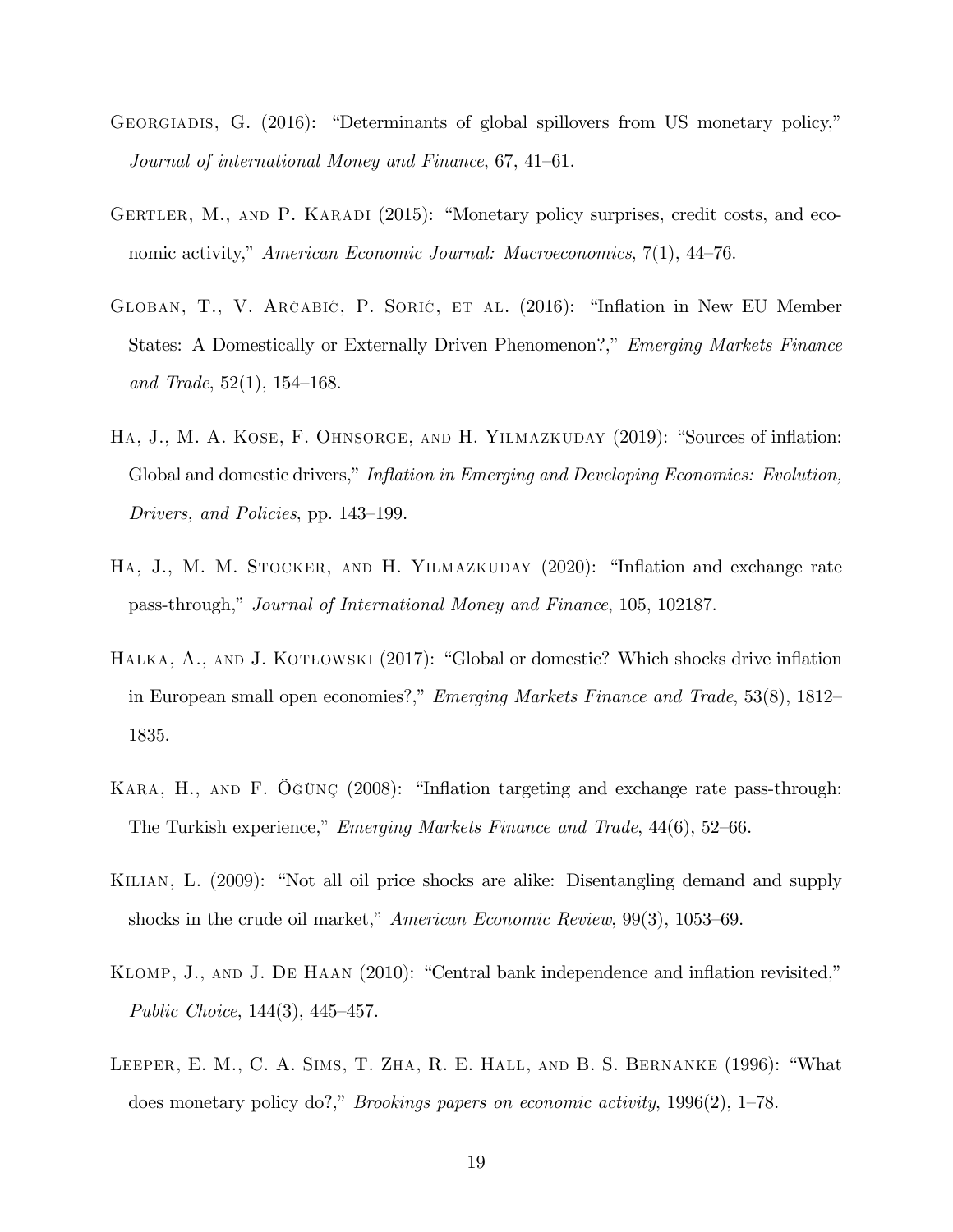Georgiadis, G. (2016): "Determinants of global spillovers from US monetary policy," *Journal of international Money and Finance*, 67, 41–61.

Gertler, M., and P. Karadi (2015): "Monetary policy surprises, credit costs, and economic activity," *American Economic Journal: Macroeconomics*, 7(1), 44–76.

Globan, T., V. Arčabić, P. Sorić, et al. (2016): "Inflation in New EU Member States: A Domestically or Externally Driven Phenomenon?," *Emerging Markets Finance and Trade*, 52(1), 154–168.

Ha, J., M. A. Kose, F. Ohnsorge, and H. Yilmazkuday (2019): "Sources of inflation: Global and domestic drivers," *Inflation in Emerging and Developing Economies: Evolution, Drivers, and Policies*, pp. 143–199.

Ha, J., M. M. Stocker, and H. Yilmazkuday (2020): "Inflation and exchange rate pass-through," *Journal of International Money and Finance*, 105, 102187.

Hałka, A., and J. Kotłowski (2017): "Global or domestic? Which shocks drive inflation in European small open economies?," *Emerging Markets Finance and Trade*, 53(8), 1812–1835.

Kara, H., and F. Öğünç (2008): "Inflation targeting and exchange rate pass-through: The Turkish experience," *Emerging Markets Finance and Trade*, 44(6), 52–66.

Kilian, L. (2009): "Not all oil price shocks are alike: Disentangling demand and supply shocks in the crude oil market," *American Economic Review*, 99(3), 1053–69.

Klomp, J., and J. De Haan (2010): "Central bank independence and inflation revisited," *Public Choice*, 144(3), 445–457.

Leeper, E. M., C. A. Sims, T. Zha, R. E. Hall, and B. S. Bernanke (1996): "What does monetary policy do?," *Brookings papers on economic activity*, 1996(2), 1–78.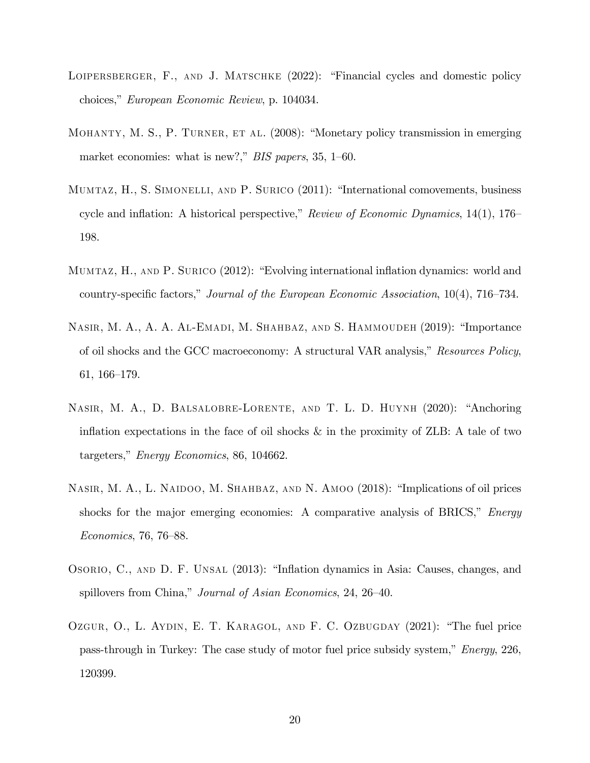Loipersberger, F., and J. Matschke (2022): "Financial cycles and domestic policy choices," *European Economic Review*, p. 104034.

Mohanty, M. S., P. Turner, et al. (2008): "Monetary policy transmission in emerging market economies: what is new?," *BIS papers*, 35, 1–60.

Mumtaz, H., S. Simonelli, and P. Surico (2011): "International comovements, business cycle and inflation: A historical perspective," *Review of Economic Dynamics*, 14(1), 176–198.

Mumtaz, H., and P. Surico (2012): "Evolving international inflation dynamics: world and country-specific factors," *Journal of the European Economic Association*, 10(4), 716–734.

Nasir, M. A., A. A. Al-Emadi, M. Shahbaz, and S. Hammoudeh (2019): "Importance of oil shocks and the GCC macroeconomy: A structural VAR analysis," *Resources Policy*, 61, 166–179.

Nasir, M. A., D. Balsalobre-Lorente, and T. L. D. Huynh (2020): "Anchoring inflation expectations in the face of oil shocks & in the proximity of ZLB: A tale of two targeters," *Energy Economics*, 86, 104662.

Nasir, M. A., L. Naidoo, M. Shahbaz, and N. Amoo (2018): "Implications of oil prices shocks for the major emerging economies: A comparative analysis of BRICS," *Energy Economics*, 76, 76–88.

Osorio, C., and D. F. Unsal (2013): "Inflation dynamics in Asia: Causes, changes, and spillovers from China," *Journal of Asian Economics*, 24, 26–40.

Ozgur, O., L. Aydin, E. T. Karagol, and F. C. Ozbugday (2021): "The fuel price pass-through in Turkey: The case study of motor fuel price subsidy system," *Energy*, 226, 120399.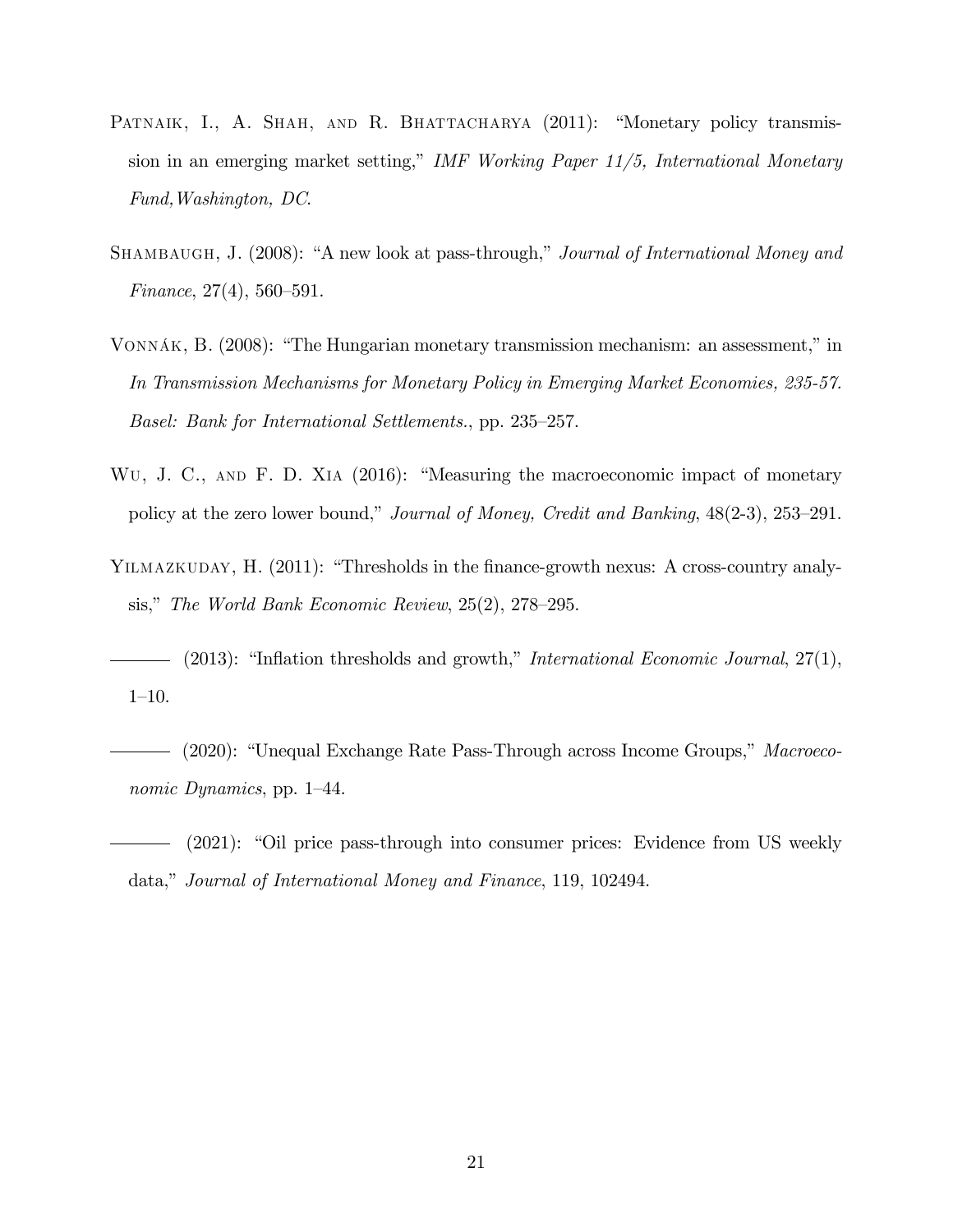Patnaik, I., A. Shah, and R. Bhattacharya (2011): "Monetary policy transmission in an emerging market setting," *IMF Working Paper 11/5, International Monetary Fund, Washington, DC*.

Shambaugh, J. (2008): "A new look at pass-through," *Journal of International Money and Finance*, 27(4), 560–591.

Vonnák, B. (2008): "The Hungarian monetary transmission mechanism: an assessment," in *In Transmission Mechanisms for Monetary Policy in Emerging Market Economies, 235-57. Basel: Bank for International Settlements.*, pp. 235–257.

Wu, J. C., and F. D. Xia (2016): "Measuring the macroeconomic impact of monetary policy at the zero lower bound," *Journal of Money, Credit and Banking*, 48(2-3), 253–291.

Yilmazkuday, H. (2011): "Thresholds in the finance-growth nexus: A cross-country analysis," *The World Bank Economic Review*, 25(2), 278–295.

——— (2013): "Inflation thresholds and growth," *International Economic Journal*, 27(1), 1–10.

——— (2020): "Unequal Exchange Rate Pass-Through across Income Groups," *Macroeconomic Dynamics*, pp. 1–44.

——— (2021): "Oil price pass-through into consumer prices: Evidence from US weekly data," *Journal of International Money and Finance*, 119, 102494.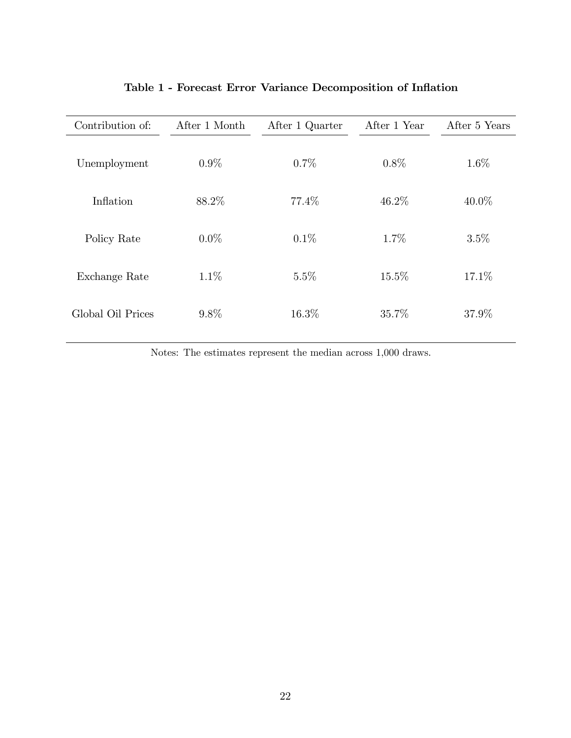**Table 1 - Forecast Error Variance Decomposition of Inflation**

| Contribution of: | After 1 Month | After 1 Quarter | After 1 Year | After 5 Years |
|---|---|---|---|---|
| Unemployment | 0.9% | 0.7% | 0.8% | 1.6% |
| Inflation | 88.2% | 77.4% | 46.2% | 40.0% |
| Policy Rate | 0.0% | 0.1% | 1.7% | 3.5% |
| Exchange Rate | 1.1% | 5.5% | 15.5% | 17.1% |
| Global Oil Prices | 9.8% | 16.3% | 35.7% | 37.9% |

Notes: The estimates represent the median across 1,000 draws.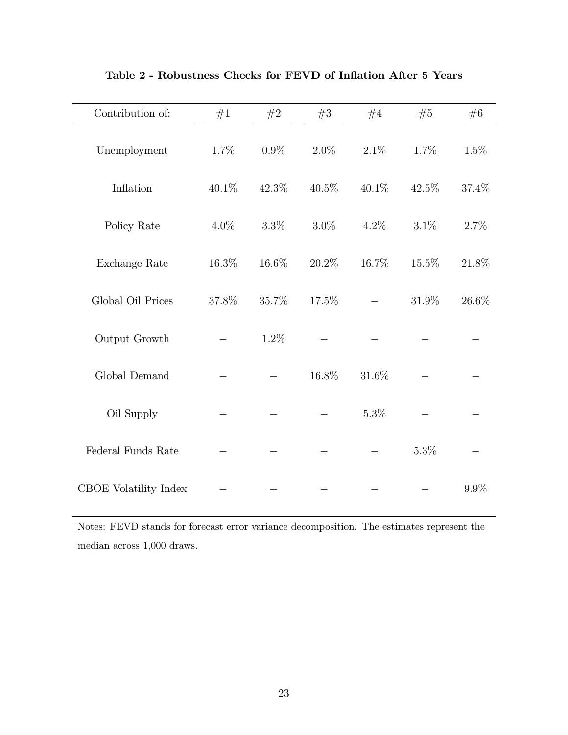**Table 2 - Robustness Checks for FEVD of Inflation After 5 Years**

| Contribution of: | #1 | #2 | #3 | #4 | #5 | #6 |
|---|---|---|---|---|---|---|
| Unemployment | 1.7% | 0.9% | 2.0% | 2.1% | 1.7% | 1.5% |
| Inflation | 40.1% | 42.3% | 40.5% | 40.1% | 42.5% | 37.4% |
| Policy Rate | 4.0% | 3.3% | 3.0% | 4.2% | 3.1% | 2.7% |
| Exchange Rate | 16.3% | 16.6% | 20.2% | 16.7% | 15.5% | 21.8% |
| Global Oil Prices | 37.8% | 35.7% | 17.5% | – | 31.9% | 26.6% |
| Output Growth | – | 1.2% | – | – | – | – |
| Global Demand | – | – | 16.8% | 31.6% | – | – |
| Oil Supply | – | – | – | 5.3% | – | – |
| Federal Funds Rate | – | – | – | – | 5.3% | – |
| CBOE Volatility Index | – | – | – | – | – | 9.9% |

Notes: FEVD stands for forecast error variance decomposition. The estimates represent the median across 1,000 draws.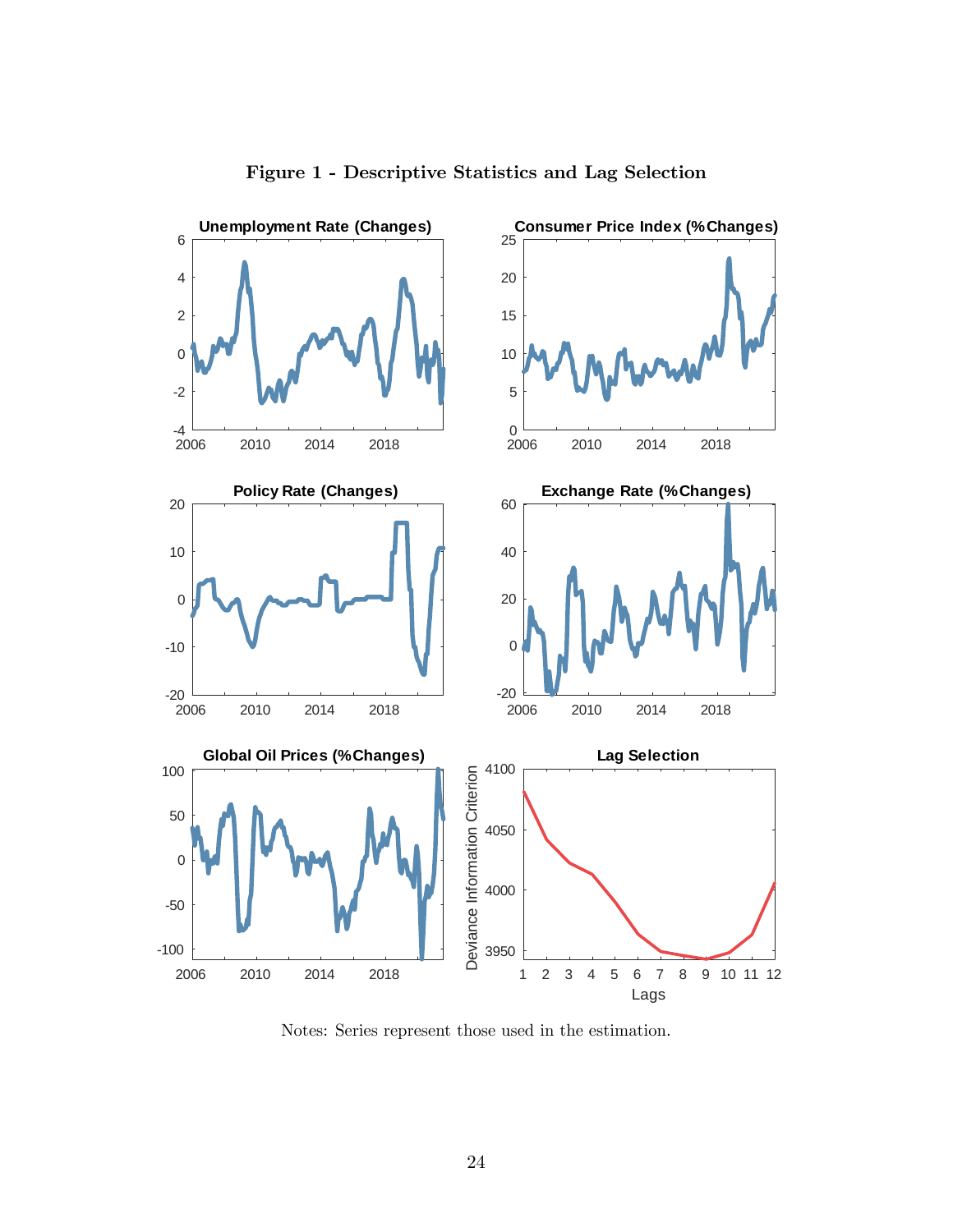**Figure 1 - Descriptive Statistics and Lag Selection**

Notes: Series represent those used in the estimation.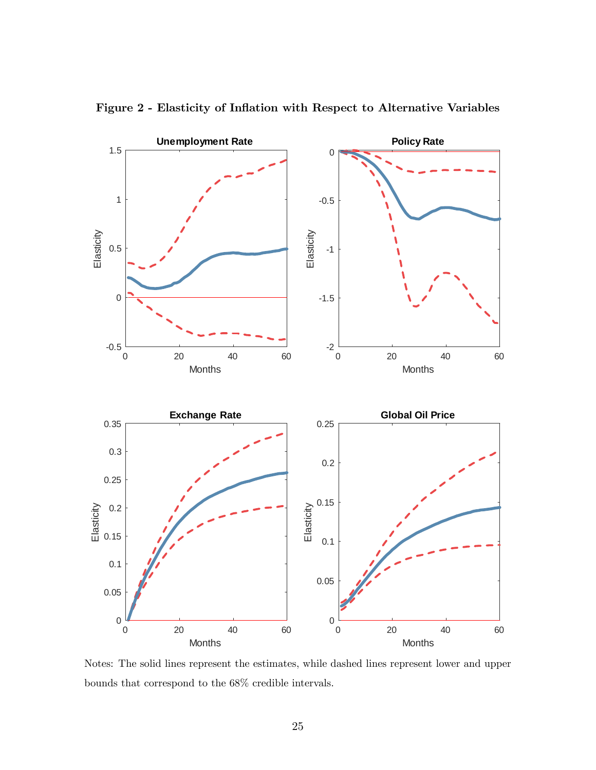**Figure 2 - Elasticity of Inflation with Respect to Alternative Variables**

Notes: The solid lines represent the estimates, while dashed lines represent lower and upper bounds that correspond to the 68% credible intervals.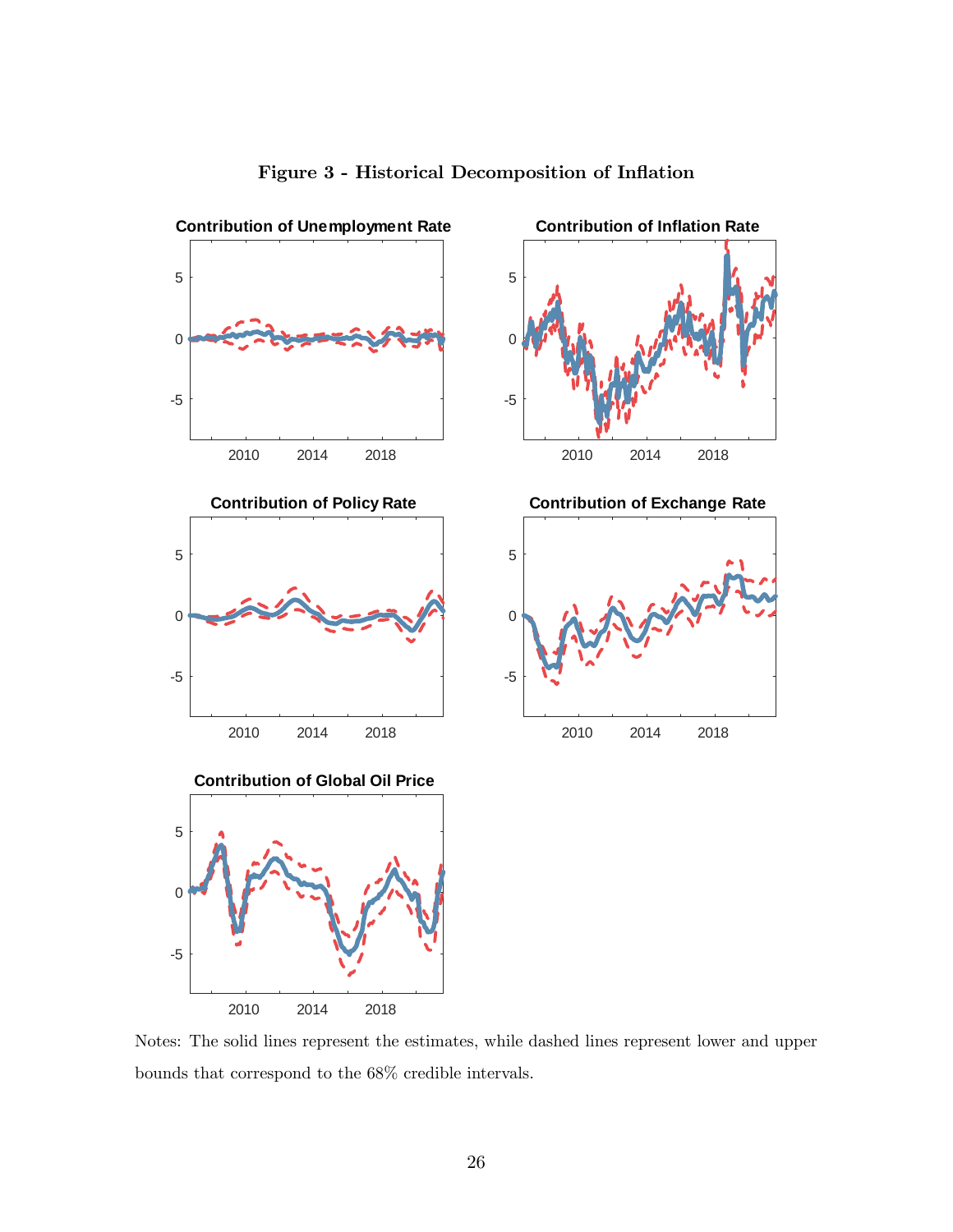**Figure 3 - Historical Decomposition of Inflation**

Notes: The solid lines represent the estimates, while dashed lines represent lower and upper bounds that correspond to the 68% credible intervals.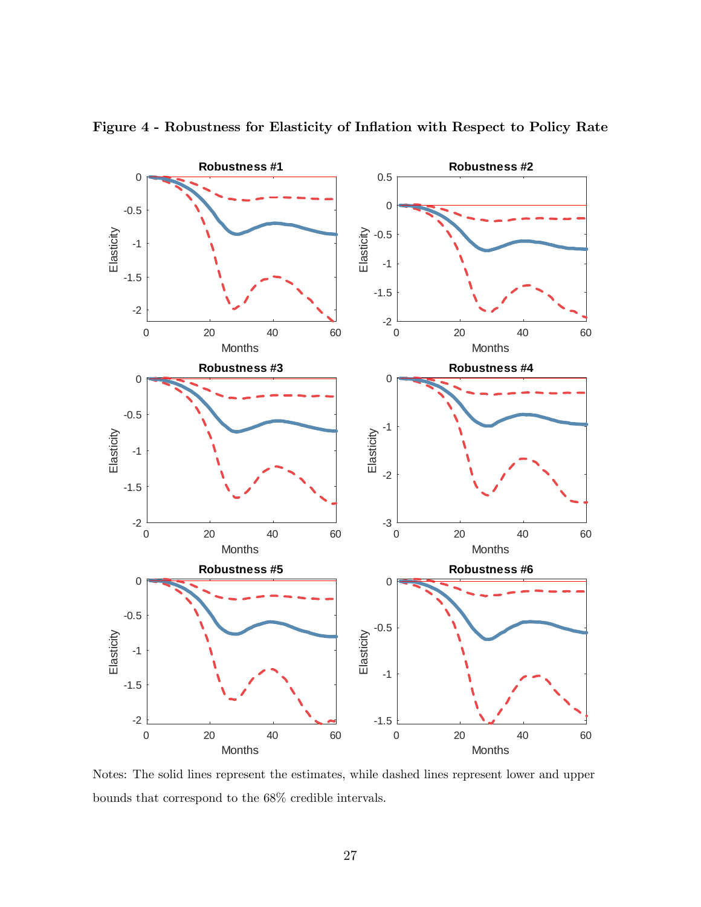**Figure 4 - Robustness for Elasticity of Inflation with Respect to Policy Rate**

Notes: The solid lines represent the estimates, while dashed lines represent lower and upper bounds that correspond to the 68% credible intervals.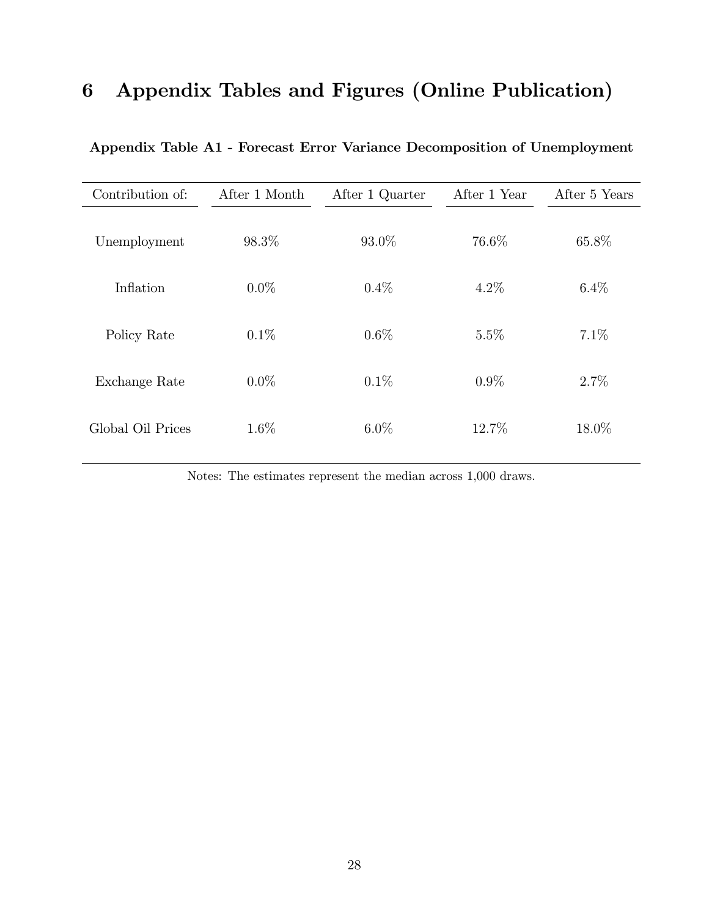# 6 Appendix Tables and Figures (Online Publication)

**Appendix Table A1 - Forecast Error Variance Decomposition of Unemployment**

| Contribution of: | After 1 Month | After 1 Quarter | After 1 Year | After 5 Years |
|---|---|---|---|---|
| Unemployment | 98.3% | 93.0% | 76.6% | 65.8% |
| Inflation | 0.0% | 0.4% | 4.2% | 6.4% |
| Policy Rate | 0.1% | 0.6% | 5.5% | 7.1% |
| Exchange Rate | 0.0% | 0.1% | 0.9% | 2.7% |
| Global Oil Prices | 1.6% | 6.0% | 12.7% | 18.0% |

Notes: The estimates represent the median across 1,000 draws.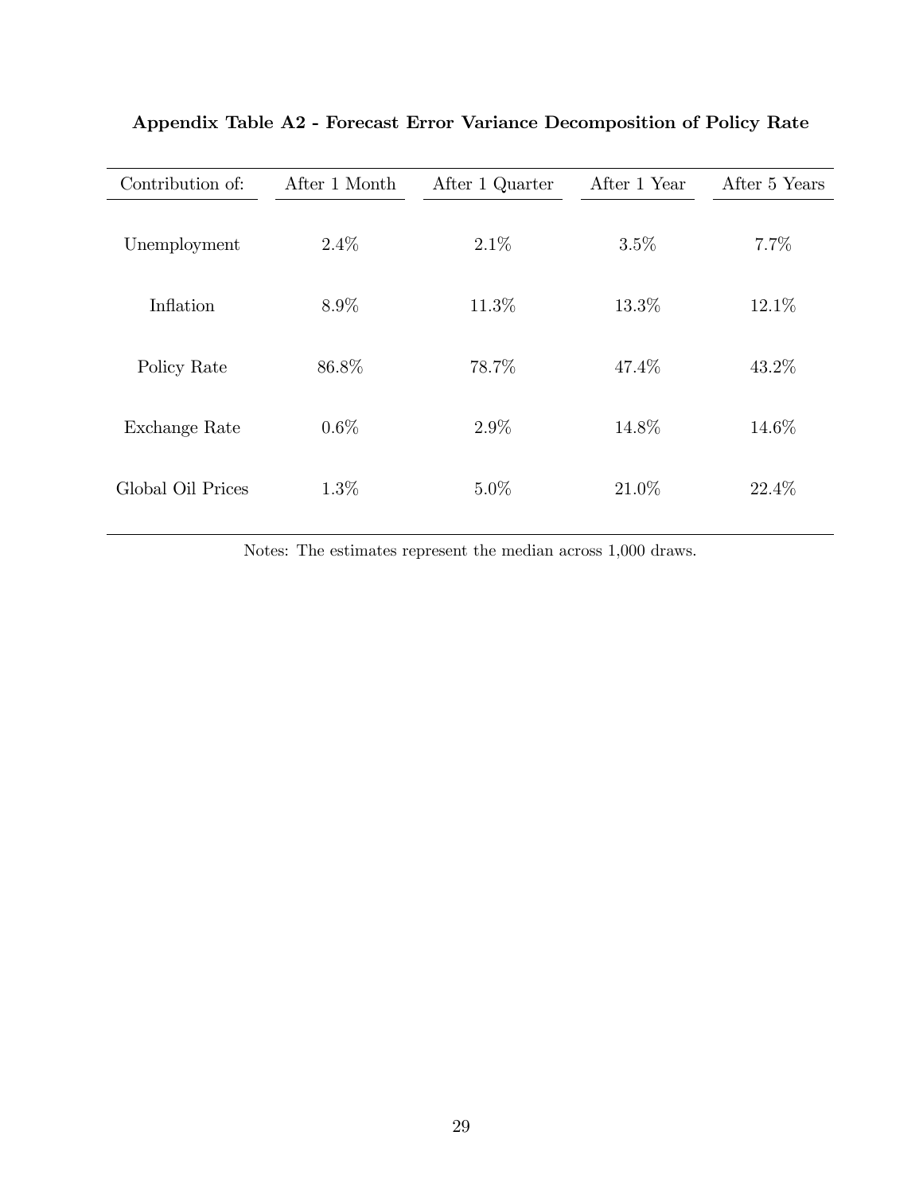**Appendix Table A2 - Forecast Error Variance Decomposition of Policy Rate**

| Contribution of: | After 1 Month | After 1 Quarter | After 1 Year | After 5 Years |
|---|---|---|---|---|
| Unemployment | 2.4% | 2.1% | 3.5% | 7.7% |
| Inflation | 8.9% | 11.3% | 13.3% | 12.1% |
| Policy Rate | 86.8% | 78.7% | 47.4% | 43.2% |
| Exchange Rate | 0.6% | 2.9% | 14.8% | 14.6% |
| Global Oil Prices | 1.3% | 5.0% | 21.0% | 22.4% |

Notes: The estimates represent the median across 1,000 draws.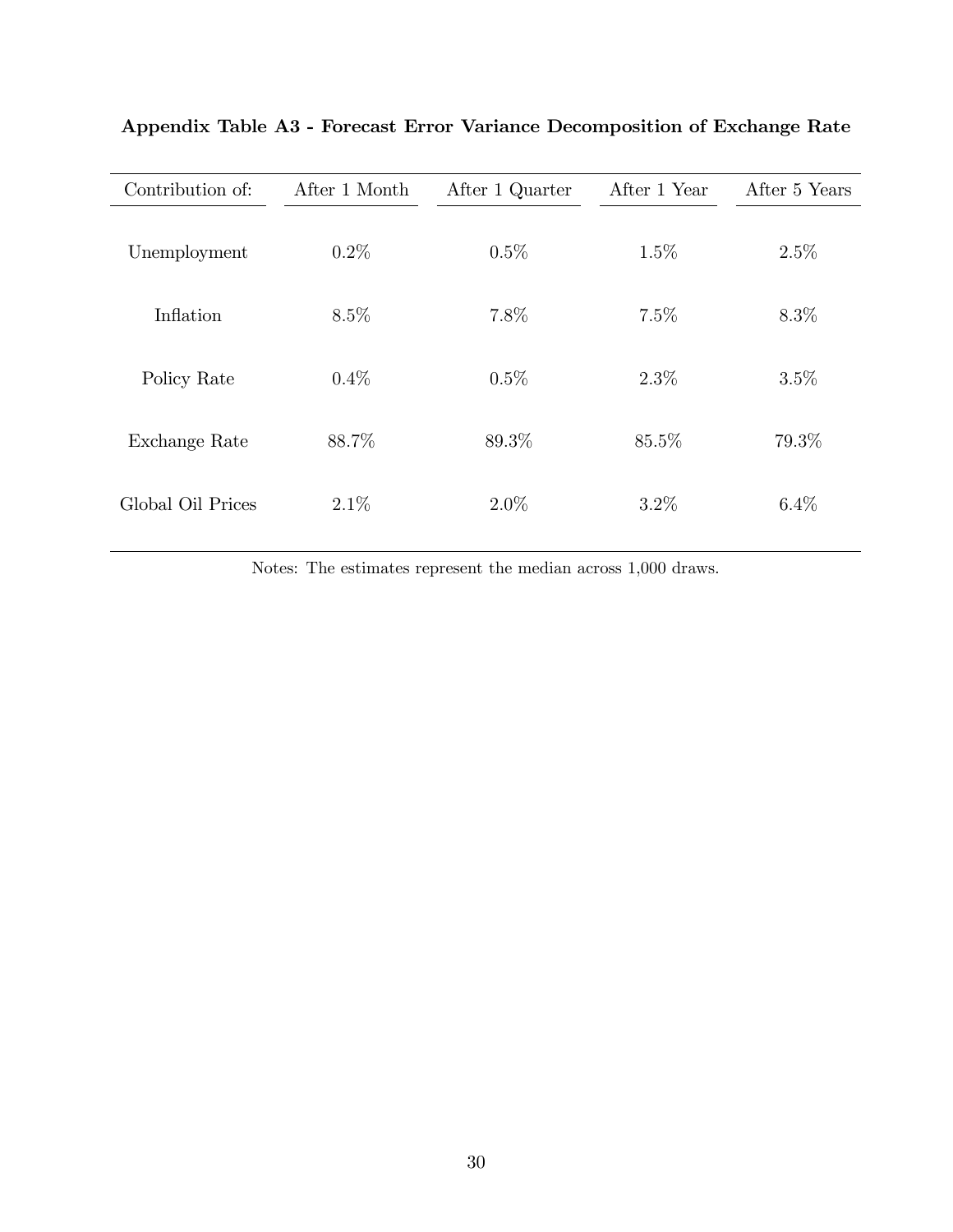**Appendix Table A3 - Forecast Error Variance Decomposition of Exchange Rate**

| Contribution of: | After 1 Month | After 1 Quarter | After 1 Year | After 5 Years |
|---|---|---|---|---|
| Unemployment | 0.2% | 0.5% | 1.5% | 2.5% |
| Inflation | 8.5% | 7.8% | 7.5% | 8.3% |
| Policy Rate | 0.4% | 0.5% | 2.3% | 3.5% |
| Exchange Rate | 88.7% | 89.3% | 85.5% | 79.3% |
| Global Oil Prices | 2.1% | 2.0% | 3.2% | 6.4% |

Notes: The estimates represent the median across 1,000 draws.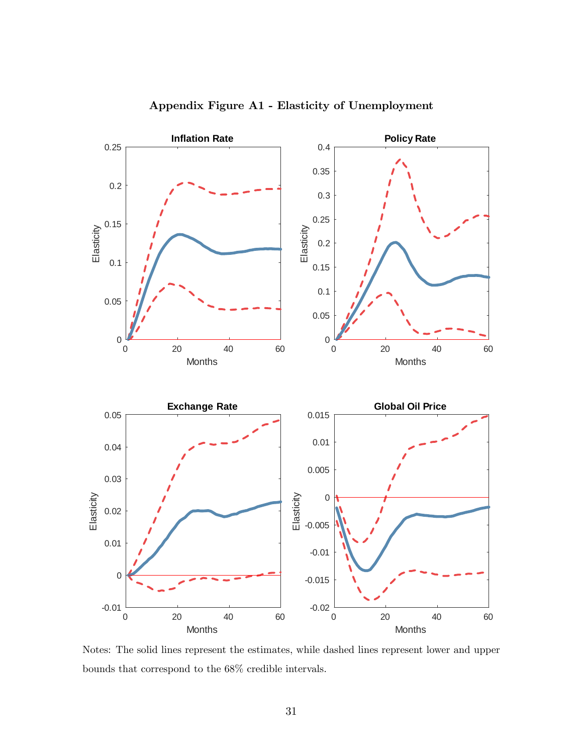**Appendix Figure A1 - Elasticity of Unemployment**

Notes: The solid lines represent the estimates, while dashed lines represent lower and upper bounds that correspond to the 68% credible intervals.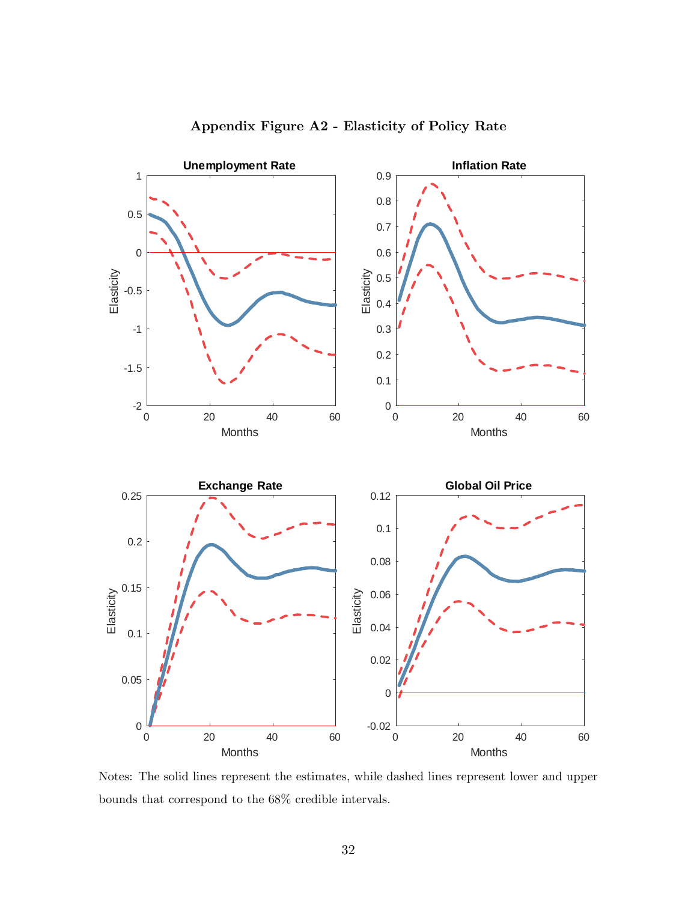**Appendix Figure A2 - Elasticity of Policy Rate**

Notes: The solid lines represent the estimates, while dashed lines represent lower and upper bounds that correspond to the 68% credible intervals.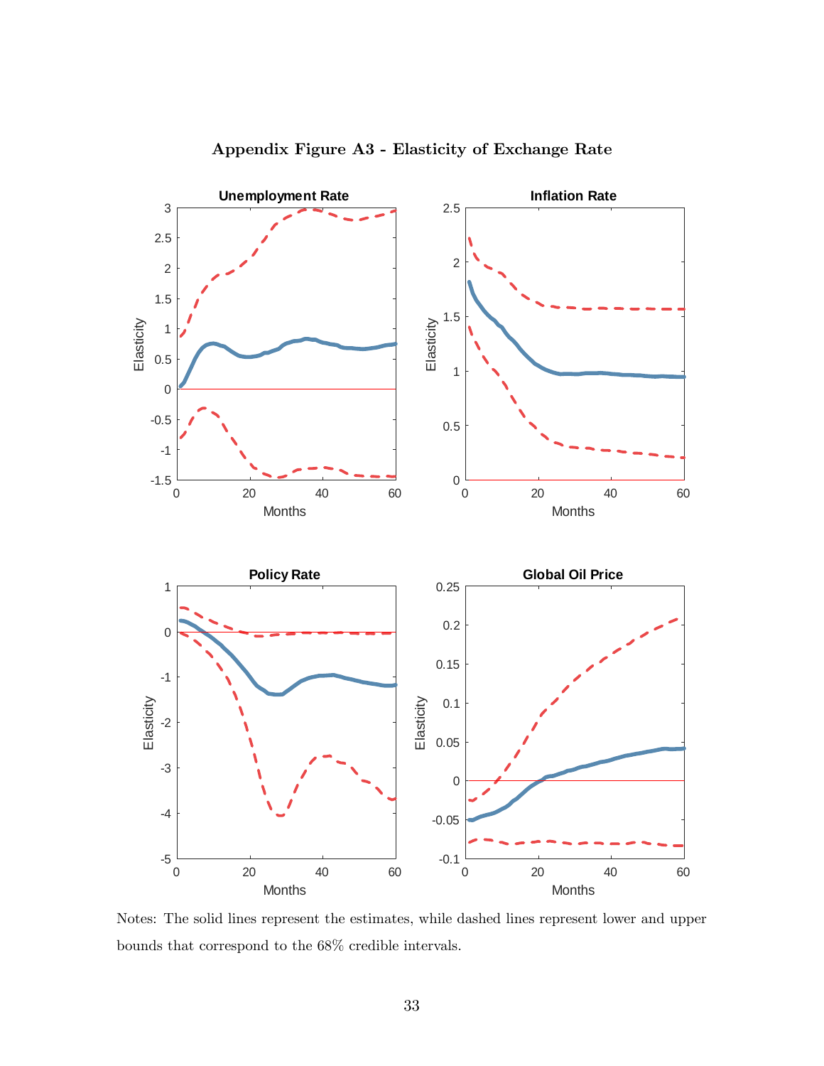**Appendix Figure A3 - Elasticity of Exchange Rate**

Notes: The solid lines represent the estimates, while dashed lines represent lower and upper bounds that correspond to the 68% credible intervals.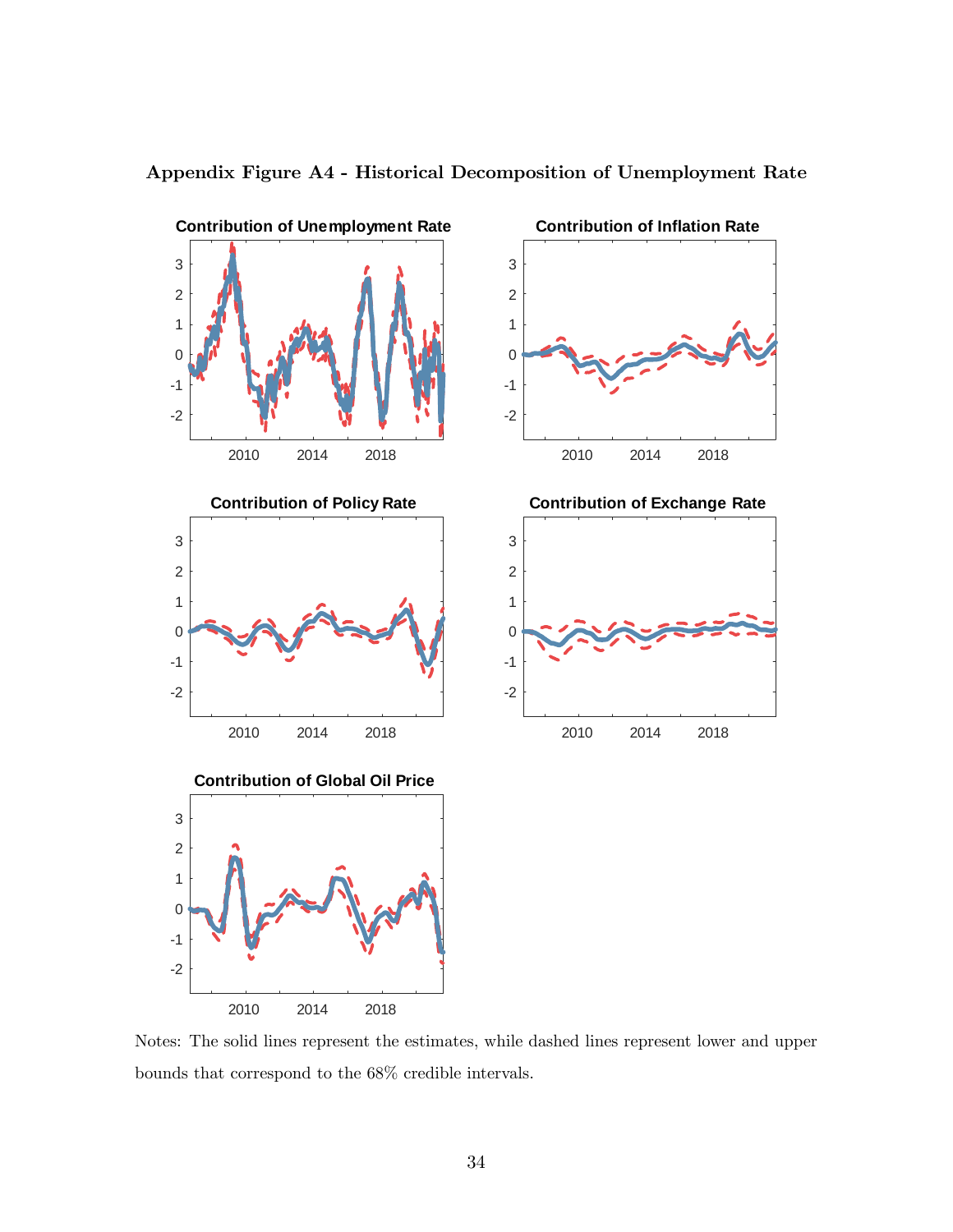**Appendix Figure A4 - Historical Decomposition of Unemployment Rate**

Notes: The solid lines represent the estimates, while dashed lines represent lower and upper bounds that correspond to the 68% credible intervals.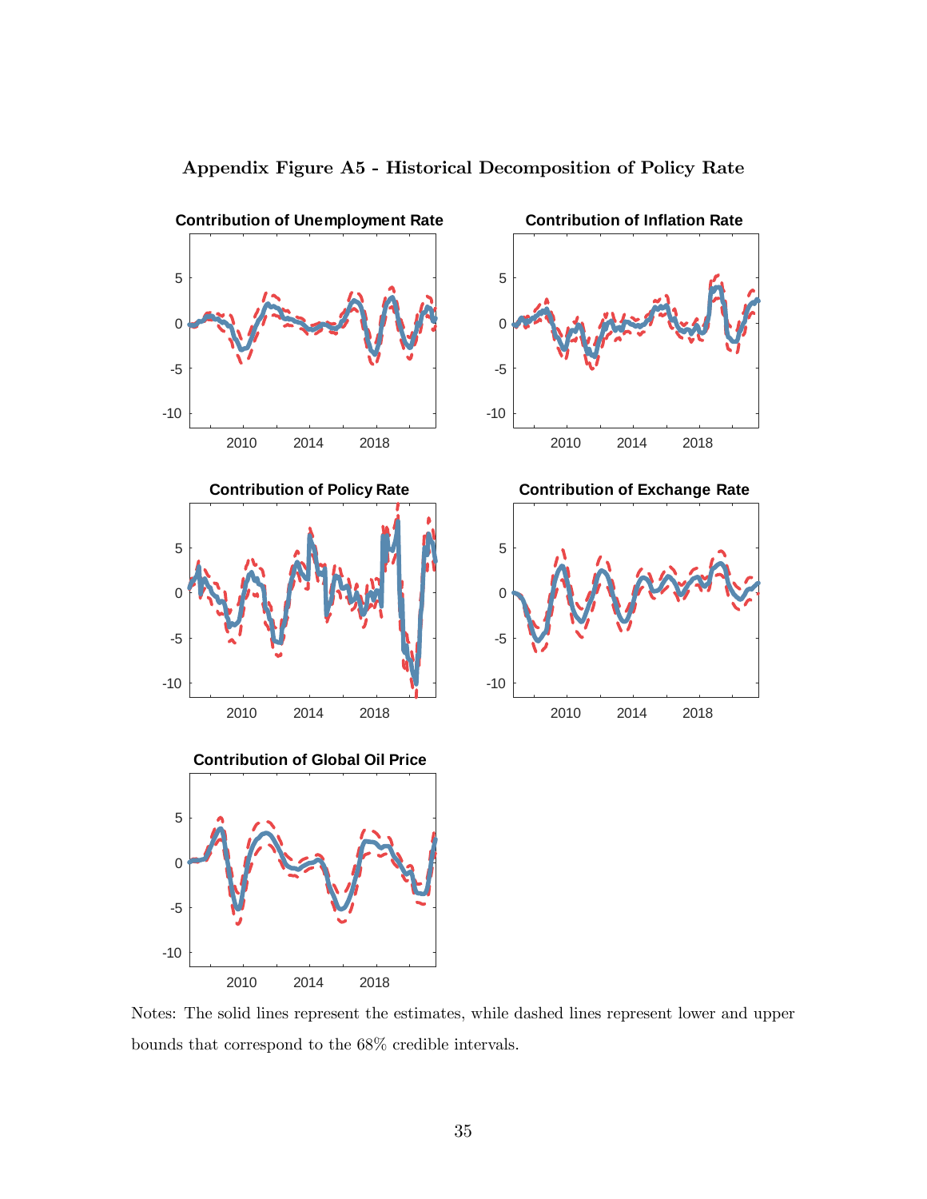**Appendix Figure A5 - Historical Decomposition of Policy Rate**

Notes: The solid lines represent the estimates, while dashed lines represent lower and upper bounds that correspond to the 68% credible intervals.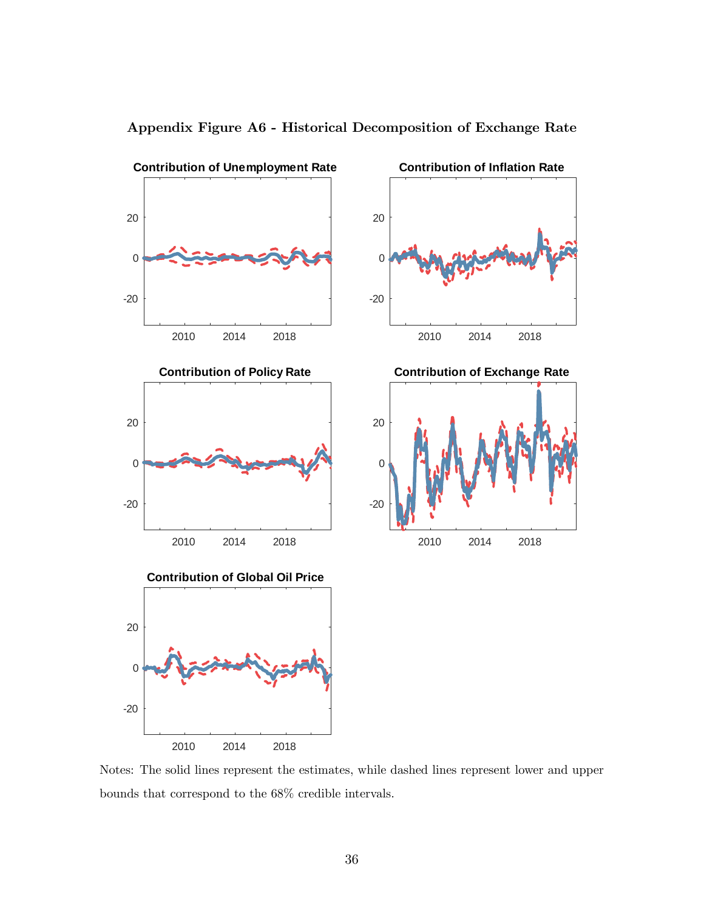**Appendix Figure A6 - Historical Decomposition of Exchange Rate**

**Contribution of Unemployment Rate**

20
0
-20
2010
2014
2018

**Contribution of Inflation Rate**

20
0
-20
2010
2014
2018

**Contribution of Policy Rate**

20
0
-20
2010
2014
2018

**Contribution of Exchange Rate**

20
0
-20
2010
2014
2018

**Contribution of Global Oil Price**

20
0
-20
2010
2014
2018

Notes: The solid lines represent the estimates, while dashed lines represent lower and upper bounds that correspond to the 68% credible intervals.